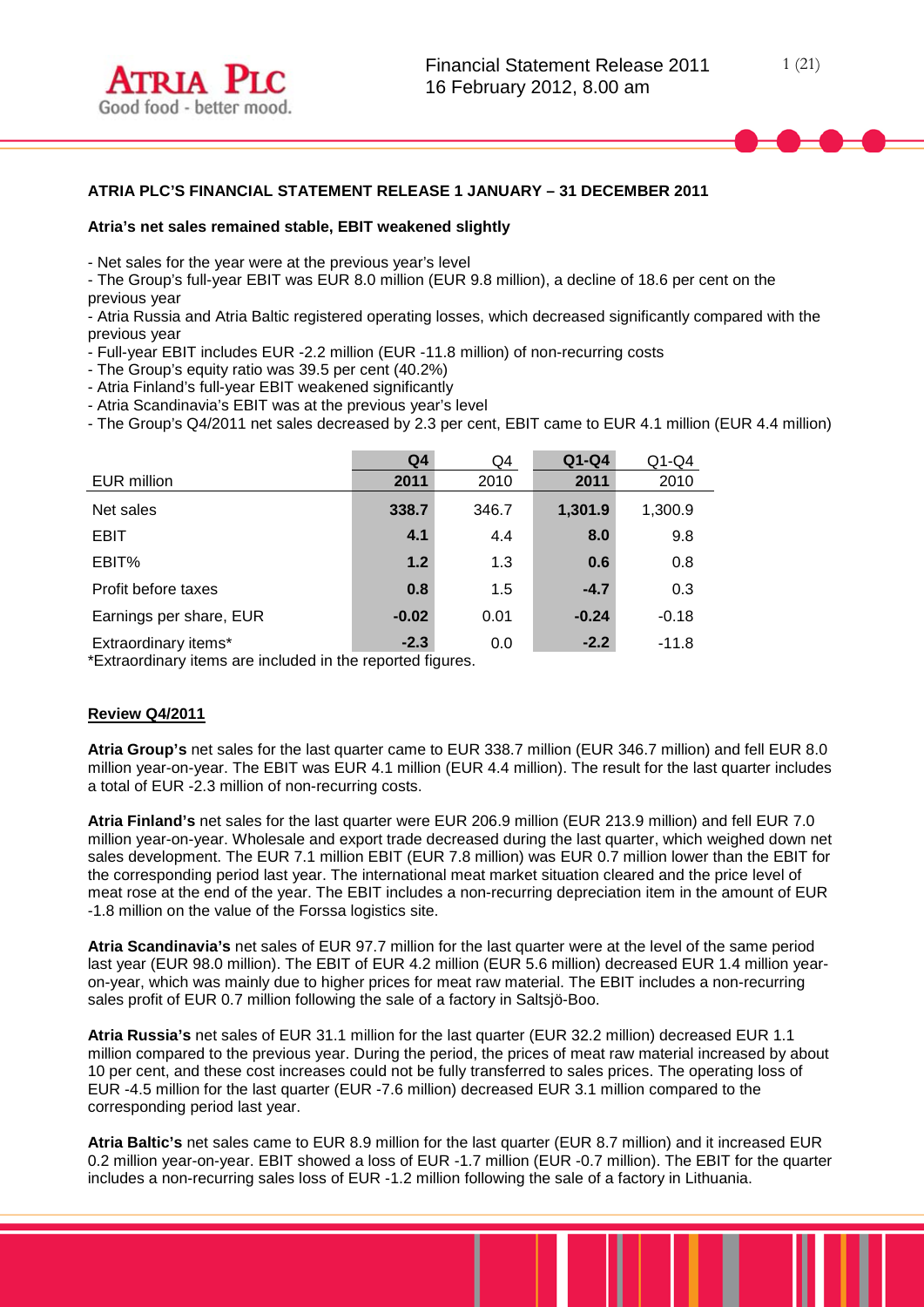## ATRIA PLC'S FINANCIAL STATEMENT RELEASE 1 JANUARY – 31 DECEMBER 2011

**Atria's net sales remained stable, EBIT weakened slightly**

- Net sales for the year were at the previous year's level
- The Group's full-year EBIT was EUR 8.0 million (EUR 9.8 million), a decline of 18.6 per cent on the previous year
- Atria Russia and Atria Baltic registered operating losses, which decreased significantly compared with the previous year
- Full-year EBIT includes EUR -2.2 million (EUR -11.8 million) of non-recurring costs
- The Group's equity ratio was 39.5 per cent (40.2%)
- Atria Finland's full-year EBIT weakened significantly
- Atria Scandinavia's EBIT was at the previous year's level
- The Group's Q4/2011 net sales decreased by 2.3 per cent, EBIT came to EUR 4.1 million (EUR 4.4 million)

| EUR million | Q4 2011 | Q4 2010 | Q1-Q4 2011 | Q1-Q4 2010 |
|---|---|---|---|---|
| Net sales | **338.7** | 346.7 | **1,301.9** | 1,300.9 |
| EBIT | **4.1** | 4.4 | **8.0** | 9.8 |
| EBIT% | **1.2** | 1.3 | **0.6** | 0.8 |
| Profit before taxes | **0.8** | 1.5 | **-4.7** | 0.3 |
| Earnings per share, EUR | **-0.02** | 0.01 | **-0.24** | -0.18 |
| Extraordinary items* | **-2.3** | 0.0 | **-2.2** | -11.8 |

*Extraordinary items are included in the reported figures.

### Review Q4/2011

**Atria Group's** net sales for the last quarter came to EUR 338.7 million (EUR 346.7 million) and fell EUR 8.0 million year-on-year. The EBIT was EUR 4.1 million (EUR 4.4 million). The result for the last quarter includes a total of EUR -2.3 million of non-recurring costs.

**Atria Finland's** net sales for the last quarter were EUR 206.9 million (EUR 213.9 million) and fell EUR 7.0 million year-on-year. Wholesale and export trade decreased during the last quarter, which weighed down net sales development. The EUR 7.1 million EBIT (EUR 7.8 million) was EUR 0.7 million lower than the EBIT for the corresponding period last year. The international meat market situation cleared and the price level of meat rose at the end of the year. The EBIT includes a non-recurring depreciation item in the amount of EUR -1.8 million on the value of the Forssa logistics site.

**Atria Scandinavia's** net sales of EUR 97.7 million for the last quarter were at the level of the same period last year (EUR 98.0 million). The EBIT of EUR 4.2 million (EUR 5.6 million) decreased EUR 1.4 million year-on-year, which was mainly due to higher prices for meat raw material. The EBIT includes a non-recurring sales profit of EUR 0.7 million following the sale of a factory in Saltsjö-Boo.

**Atria Russia's** net sales of EUR 31.1 million for the last quarter (EUR 32.2 million) decreased EUR 1.1 million compared to the previous year. During the period, the prices of meat raw material increased by about 10 per cent, and these cost increases could not be fully transferred to sales prices. The operating loss of EUR -4.5 million for the last quarter (EUR -7.6 million) decreased EUR 3.1 million compared to the corresponding period last year.

**Atria Baltic's** net sales came to EUR 8.9 million for the last quarter (EUR 8.7 million) and it increased EUR 0.2 million year-on-year. EBIT showed a loss of EUR -1.7 million (EUR -0.7 million). The EBIT for the quarter includes a non-recurring sales loss of EUR -1.2 million following the sale of a factory in Lithuania.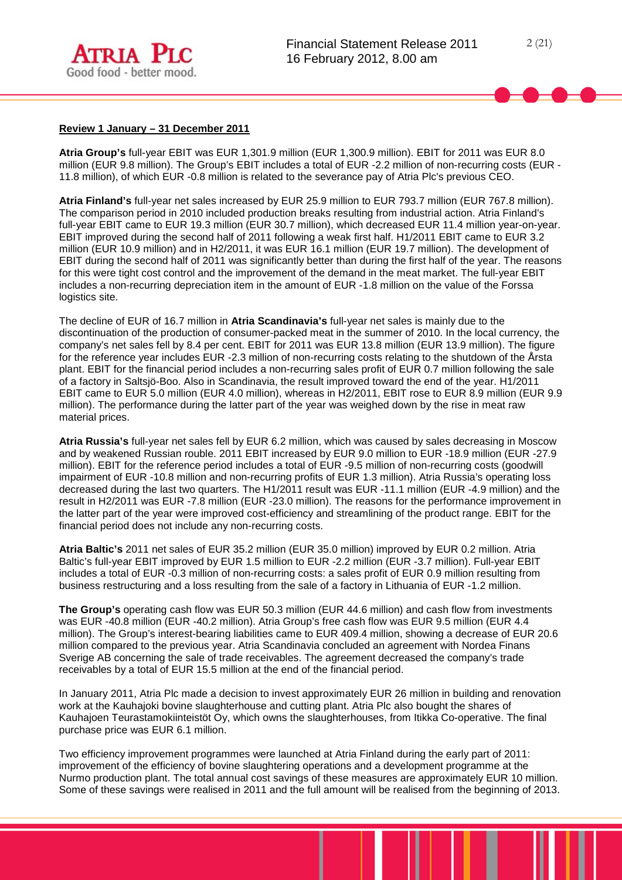**Review 1 January – 31 December 2011**

**Atria Group's** full-year EBIT was EUR 1,301.9 million (EUR 1,300.9 million). EBIT for 2011 was EUR 8.0 million (EUR 9.8 million). The Group's EBIT includes a total of EUR -2.2 million of non-recurring costs (EUR -11.8 million), of which EUR -0.8 million is related to the severance pay of Atria Plc's previous CEO.

**Atria Finland's** full-year net sales increased by EUR 25.9 million to EUR 793.7 million (EUR 767.8 million). The comparison period in 2010 included production breaks resulting from industrial action. Atria Finland's full-year EBIT came to EUR 19.3 million (EUR 30.7 million), which decreased EUR 11.4 million year-on-year. EBIT improved during the second half of 2011 following a weak first half. H1/2011 EBIT came to EUR 3.2 million (EUR 10.9 million) and in H2/2011, it was EUR 16.1 million (EUR 19.7 million). The development of EBIT during the second half of 2011 was significantly better than during the first half of the year. The reasons for this were tight cost control and the improvement of the demand in the meat market. The full-year EBIT includes a non-recurring depreciation item in the amount of EUR -1.8 million on the value of the Forssa logistics site.

The decline of EUR of 16.7 million in **Atria Scandinavia's** full-year net sales is mainly due to the discontinuation of the production of consumer-packed meat in the summer of 2010. In the local currency, the company's net sales fell by 8.4 per cent. EBIT for 2011 was EUR 13.8 million (EUR 13.9 million). The figure for the reference year includes EUR -2.3 million of non-recurring costs relating to the shutdown of the Årsta plant. EBIT for the financial period includes a non-recurring sales profit of EUR 0.7 million following the sale of a factory in Saltsjö-Boo. Also in Scandinavia, the result improved toward the end of the year. H1/2011 EBIT came to EUR 5.0 million (EUR 4.0 million), whereas in H2/2011, EBIT rose to EUR 8.9 million (EUR 9.9 million). The performance during the latter part of the year was weighed down by the rise in meat raw material prices.

**Atria Russia's** full-year net sales fell by EUR 6.2 million, which was caused by sales decreasing in Moscow and by weakened Russian rouble. 2011 EBIT increased by EUR 9.0 million to EUR -18.9 million (EUR -27.9 million). EBIT for the reference period includes a total of EUR -9.5 million of non-recurring costs (goodwill impairment of EUR -10.8 million and non-recurring profits of EUR 1.3 million). Atria Russia's operating loss decreased during the last two quarters. The H1/2011 result was EUR -11.1 million (EUR -4.9 million) and the result in H2/2011 was EUR -7.8 million (EUR -23.0 million). The reasons for the performance improvement in the latter part of the year were improved cost-efficiency and streamlining of the product range. EBIT for the financial period does not include any non-recurring costs.

**Atria Baltic's** 2011 net sales of EUR 35.2 million (EUR 35.0 million) improved by EUR 0.2 million. Atria Baltic's full-year EBIT improved by EUR 1.5 million to EUR -2.2 million (EUR -3.7 million). Full-year EBIT includes a total of EUR -0.3 million of non-recurring costs: a sales profit of EUR 0.9 million resulting from business restructuring and a loss resulting from the sale of a factory in Lithuania of EUR -1.2 million.

**The Group's** operating cash flow was EUR 50.3 million (EUR 44.6 million) and cash flow from investments was EUR -40.8 million (EUR -40.2 million). Atria Group's free cash flow was EUR 9.5 million (EUR 4.4 million). The Group's interest-bearing liabilities came to EUR 409.4 million, showing a decrease of EUR 20.6 million compared to the previous year. Atria Scandinavia concluded an agreement with Nordea Finans Sverige AB concerning the sale of trade receivables. The agreement decreased the company's trade receivables by a total of EUR 15.5 million at the end of the financial period.

In January 2011, Atria Plc made a decision to invest approximately EUR 26 million in building and renovation work at the Kauhajoki bovine slaughterhouse and cutting plant. Atria Plc also bought the shares of Kauhajoen Teurastamokiinteistöt Oy, which owns the slaughterhouses, from Itikka Co-operative. The final purchase price was EUR 6.1 million.

Two efficiency improvement programmes were launched at Atria Finland during the early part of 2011: improvement of the efficiency of bovine slaughtering operations and a development programme at the Nurmo production plant. The total annual cost savings of these measures are approximately EUR 10 million. Some of these savings were realised in 2011 and the full amount will be realised from the beginning of 2013.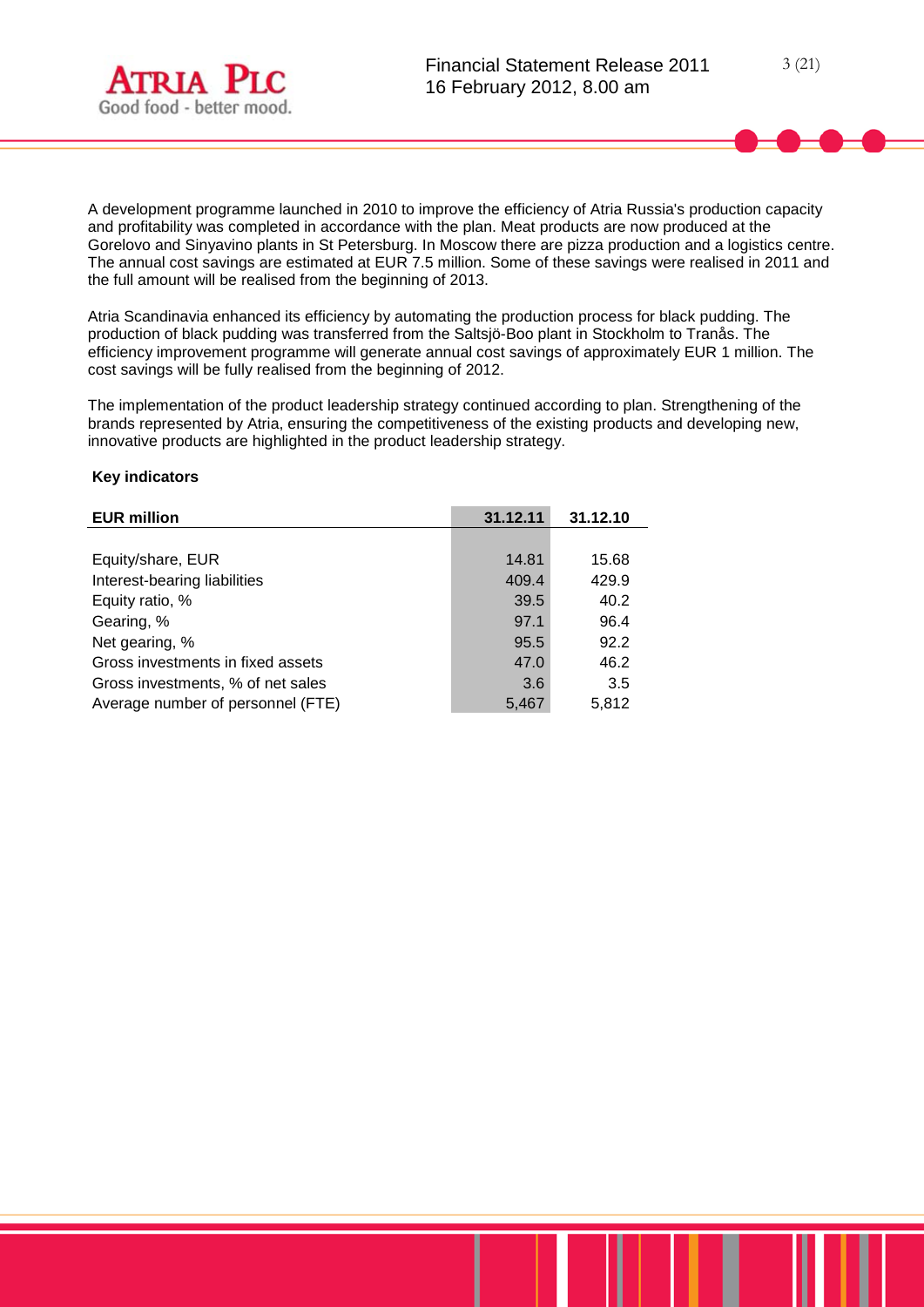A development programme launched in 2010 to improve the efficiency of Atria Russia's production capacity and profitability was completed in accordance with the plan. Meat products are now produced at the Gorelovo and Sinyavino plants in St Petersburg. In Moscow there are pizza production and a logistics centre. The annual cost savings are estimated at EUR 7.5 million. Some of these savings were realised in 2011 and the full amount will be realised from the beginning of 2013.

Atria Scandinavia enhanced its efficiency by automating the production process for black pudding. The production of black pudding was transferred from the Saltsjö-Boo plant in Stockholm to Tranås. The efficiency improvement programme will generate annual cost savings of approximately EUR 1 million. The cost savings will be fully realised from the beginning of 2012.

The implementation of the product leadership strategy continued according to plan. Strengthening of the brands represented by Atria, ensuring the competitiveness of the existing products and developing new, innovative products are highlighted in the product leadership strategy.

**Key indicators**

| EUR million | 31.12.11 | 31.12.10 |
|---|---|---|
| Equity/share, EUR | 14.81 | 15.68 |
| Interest-bearing liabilities | 409.4 | 429.9 |
| Equity ratio, % | 39.5 | 40.2 |
| Gearing, % | 97.1 | 96.4 |
| Net gearing, % | 95.5 | 92.2 |
| Gross investments in fixed assets | 47.0 | 46.2 |
| Gross investments, % of net sales | 3.6 | 3.5 |
| Average number of personnel (FTE) | 5,467 | 5,812 |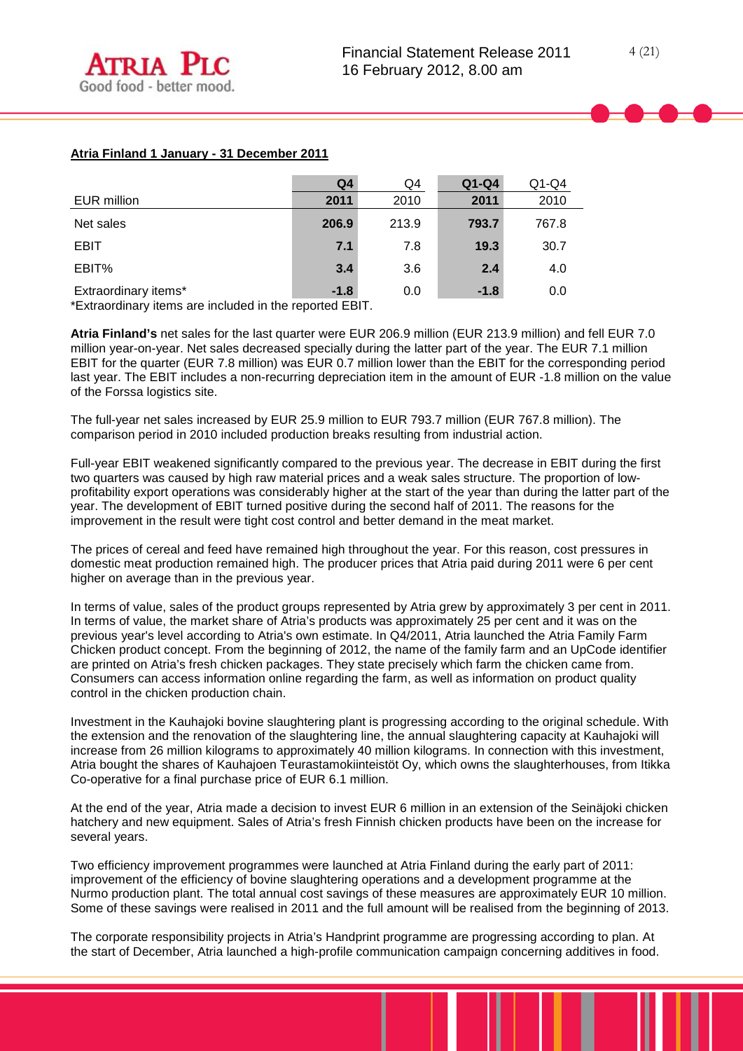**Atria Finland 1 January - 31 December 2011**

| EUR million | Q4 2011 | Q4 2010 | Q1-Q4 2011 | Q1-Q4 2010 |
|---|---|---|---|---|
| Net sales | **206.9** | 213.9 | **793.7** | 767.8 |
| EBIT | **7.1** | 7.8 | **19.3** | 30.7 |
| EBIT% | **3.4** | 3.6 | **2.4** | 4.0 |
| Extraordinary items* | **-1.8** | 0.0 | **-1.8** | 0.0 |

*Extraordinary items are included in the reported EBIT.

**Atria Finland's** net sales for the last quarter were EUR 206.9 million (EUR 213.9 million) and fell EUR 7.0 million year-on-year. Net sales decreased specially during the latter part of the year. The EUR 7.1 million EBIT for the quarter (EUR 7.8 million) was EUR 0.7 million lower than the EBIT for the corresponding period last year. The EBIT includes a non-recurring depreciation item in the amount of EUR -1.8 million on the value of the Forssa logistics site.

The full-year net sales increased by EUR 25.9 million to EUR 793.7 million (EUR 767.8 million). The comparison period in 2010 included production breaks resulting from industrial action.

Full-year EBIT weakened significantly compared to the previous year. The decrease in EBIT during the first two quarters was caused by high raw material prices and a weak sales structure. The proportion of low-profitability export operations was considerably higher at the start of the year than during the latter part of the year. The development of EBIT turned positive during the second half of 2011. The reasons for the improvement in the result were tight cost control and better demand in the meat market.

The prices of cereal and feed have remained high throughout the year. For this reason, cost pressures in domestic meat production remained high. The producer prices that Atria paid during 2011 were 6 per cent higher on average than in the previous year.

In terms of value, sales of the product groups represented by Atria grew by approximately 3 per cent in 2011. In terms of value, the market share of Atria's products was approximately 25 per cent and it was on the previous year's level according to Atria's own estimate. In Q4/2011, Atria launched the Atria Family Farm Chicken product concept. From the beginning of 2012, the name of the family farm and an UpCode identifier are printed on Atria's fresh chicken packages. They state precisely which farm the chicken came from. Consumers can access information online regarding the farm, as well as information on product quality control in the chicken production chain.

Investment in the Kauhajoki bovine slaughtering plant is progressing according to the original schedule. With the extension and the renovation of the slaughtering line, the annual slaughtering capacity at Kauhajoki will increase from 26 million kilograms to approximately 40 million kilograms. In connection with this investment, Atria bought the shares of Kauhajoen Teurastamokiinteistöt Oy, which owns the slaughterhouses, from Itikka Co-operative for a final purchase price of EUR 6.1 million.

At the end of the year, Atria made a decision to invest EUR 6 million in an extension of the Seinäjoki chicken hatchery and new equipment. Sales of Atria's fresh Finnish chicken products have been on the increase for several years.

Two efficiency improvement programmes were launched at Atria Finland during the early part of 2011: improvement of the efficiency of bovine slaughtering operations and a development programme at the Nurmo production plant. The total annual cost savings of these measures are approximately EUR 10 million. Some of these savings were realised in 2011 and the full amount will be realised from the beginning of 2013.

The corporate responsibility projects in Atria's Handprint programme are progressing according to plan. At the start of December, Atria launched a high-profile communication campaign concerning additives in food.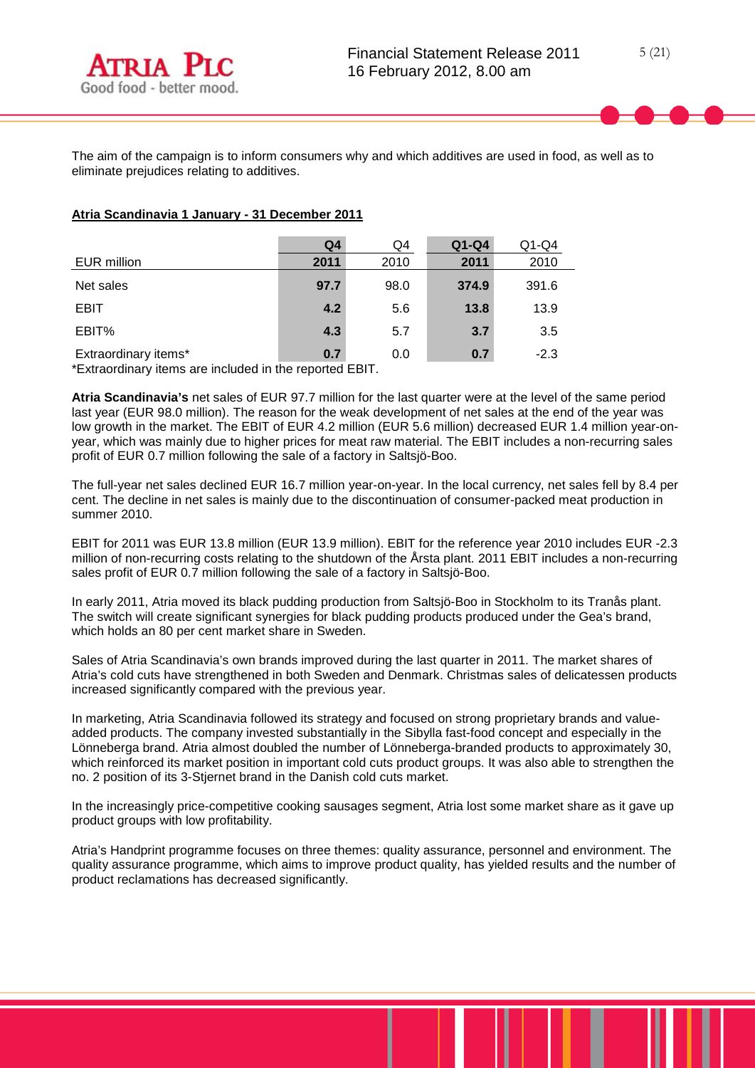The aim of the campaign is to inform consumers why and which additives are used in food, as well as to eliminate prejudices relating to additives.

**Atria Scandinavia 1 January - 31 December 2011**

| EUR million | **Q4 2011** | Q4 2010 | **Q1-Q4 2011** | Q1-Q4 2010 |
|---|---|---|---|---|
| Net sales | **97.7** | 98.0 | **374.9** | 391.6 |
| EBIT | **4.2** | 5.6 | **13.8** | 13.9 |
| EBIT% | **4.3** | 5.7 | **3.7** | 3.5 |
| Extraordinary items* | **0.7** | 0.0 | **0.7** | -2.3 |

*Extraordinary items are included in the reported EBIT.

**Atria Scandinavia's** net sales of EUR 97.7 million for the last quarter were at the level of the same period last year (EUR 98.0 million). The reason for the weak development of net sales at the end of the year was low growth in the market. The EBIT of EUR 4.2 million (EUR 5.6 million) decreased EUR 1.4 million year-on-year, which was mainly due to higher prices for meat raw material. The EBIT includes a non-recurring sales profit of EUR 0.7 million following the sale of a factory in Saltsjö-Boo.

The full-year net sales declined EUR 16.7 million year-on-year. In the local currency, net sales fell by 8.4 per cent. The decline in net sales is mainly due to the discontinuation of consumer-packed meat production in summer 2010.

EBIT for 2011 was EUR 13.8 million (EUR 13.9 million). EBIT for the reference year 2010 includes EUR -2.3 million of non-recurring costs relating to the shutdown of the Årsta plant. 2011 EBIT includes a non-recurring sales profit of EUR 0.7 million following the sale of a factory in Saltsjö-Boo.

In early 2011, Atria moved its black pudding production from Saltsjö-Boo in Stockholm to its Tranås plant. The switch will create significant synergies for black pudding products produced under the Gea's brand, which holds an 80 per cent market share in Sweden.

Sales of Atria Scandinavia's own brands improved during the last quarter in 2011. The market shares of Atria's cold cuts have strengthened in both Sweden and Denmark. Christmas sales of delicatessen products increased significantly compared with the previous year.

In marketing, Atria Scandinavia followed its strategy and focused on strong proprietary brands and value-added products. The company invested substantially in the Sibylla fast-food concept and especially in the Lönneberga brand. Atria almost doubled the number of Lönneberga-branded products to approximately 30, which reinforced its market position in important cold cuts product groups. It was also able to strengthen the no. 2 position of its 3-Stjernet brand in the Danish cold cuts market.

In the increasingly price-competitive cooking sausages segment, Atria lost some market share as it gave up product groups with low profitability.

Atria's Handprint programme focuses on three themes: quality assurance, personnel and environment. The quality assurance programme, which aims to improve product quality, has yielded results and the number of product reclamations has decreased significantly.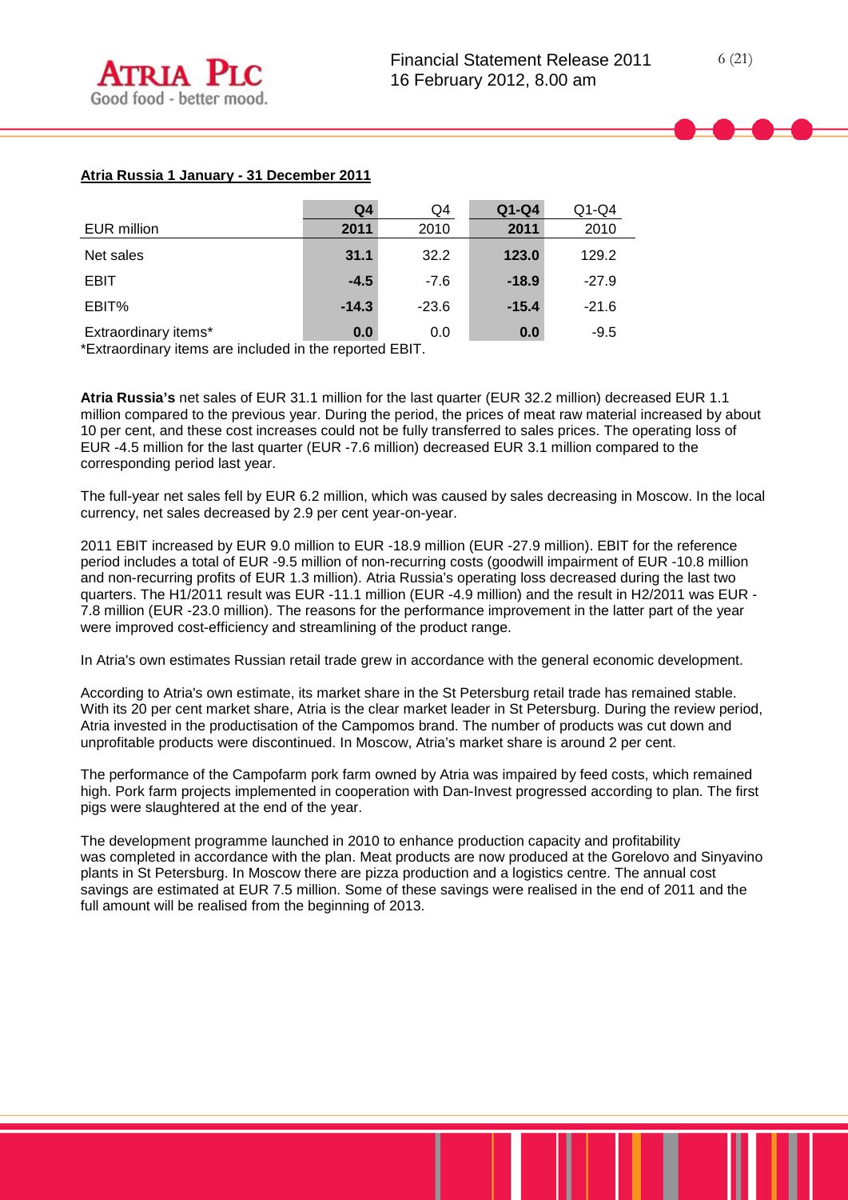**Atria Russia 1 January - 31 December 2011**

| EUR million | Q4 2011 | Q4 2010 | Q1-Q4 2011 | Q1-Q4 2010 |
|---|---|---|---|---|
| Net sales | **31.1** | 32.2 | **123.0** | 129.2 |
| EBIT | **-4.5** | -7.6 | **-18.9** | -27.9 |
| EBIT% | **-14.3** | -23.6 | **-15.4** | -21.6 |
| Extraordinary items* | **0.0** | 0.0 | **0.0** | -9.5 |

*Extraordinary items are included in the reported EBIT.

**Atria Russia's** net sales of EUR 31.1 million for the last quarter (EUR 32.2 million) decreased EUR 1.1 million compared to the previous year. During the period, the prices of meat raw material increased by about 10 per cent, and these cost increases could not be fully transferred to sales prices. The operating loss of EUR -4.5 million for the last quarter (EUR -7.6 million) decreased EUR 3.1 million compared to the corresponding period last year.

The full-year net sales fell by EUR 6.2 million, which was caused by sales decreasing in Moscow. In the local currency, net sales decreased by 2.9 per cent year-on-year.

2011 EBIT increased by EUR 9.0 million to EUR -18.9 million (EUR -27.9 million). EBIT for the reference period includes a total of EUR -9.5 million of non-recurring costs (goodwill impairment of EUR -10.8 million and non-recurring profits of EUR 1.3 million). Atria Russia's operating loss decreased during the last two quarters. The H1/2011 result was EUR -11.1 million (EUR -4.9 million) and the result in H2/2011 was EUR -7.8 million (EUR -23.0 million). The reasons for the performance improvement in the latter part of the year were improved cost-efficiency and streamlining of the product range.

In Atria's own estimates Russian retail trade grew in accordance with the general economic development.

According to Atria's own estimate, its market share in the St Petersburg retail trade has remained stable. With its 20 per cent market share, Atria is the clear market leader in St Petersburg. During the review period, Atria invested in the productisation of the Campomos brand. The number of products was cut down and unprofitable products were discontinued. In Moscow, Atria's market share is around 2 per cent.

The performance of the Campofarm pork farm owned by Atria was impaired by feed costs, which remained high. Pork farm projects implemented in cooperation with Dan-Invest progressed according to plan. The first pigs were slaughtered at the end of the year.

The development programme launched in 2010 to enhance production capacity and profitability was completed in accordance with the plan. Meat products are now produced at the Gorelovo and Sinyavino plants in St Petersburg. In Moscow there are pizza production and a logistics centre. The annual cost savings are estimated at EUR 7.5 million. Some of these savings were realised in the end of 2011 and the full amount will be realised from the beginning of 2013.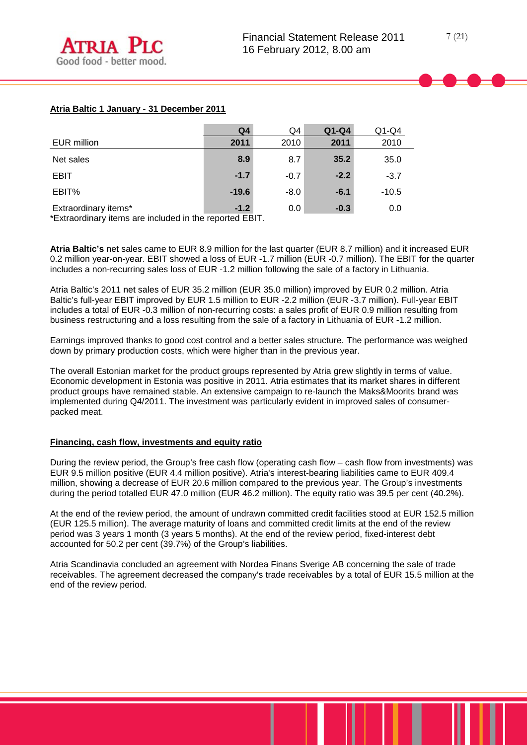**Atria Baltic 1 January - 31 December 2011**

| EUR million | Q4 2011 | Q4 2010 | Q1-Q4 2011 | Q1-Q4 2010 |
|---|---|---|---|---|
| Net sales | **8.9** | 8.7 | **35.2** | 35.0 |
| EBIT | **-1.7** | -0.7 | **-2.2** | -3.7 |
| EBIT% | **-19.6** | -8.0 | **-6.1** | -10.5 |
| Extraordinary items* | **-1.2** | 0.0 | **-0.3** | 0.0 |

*Extraordinary items are included in the reported EBIT.

**Atria Baltic's** net sales came to EUR 8.9 million for the last quarter (EUR 8.7 million) and it increased EUR 0.2 million year-on-year. EBIT showed a loss of EUR -1.7 million (EUR -0.7 million). The EBIT for the quarter includes a non-recurring sales loss of EUR -1.2 million following the sale of a factory in Lithuania.

Atria Baltic's 2011 net sales of EUR 35.2 million (EUR 35.0 million) improved by EUR 0.2 million. Atria Baltic's full-year EBIT improved by EUR 1.5 million to EUR -2.2 million (EUR -3.7 million). Full-year EBIT includes a total of EUR -0.3 million of non-recurring costs: a sales profit of EUR 0.9 million resulting from business restructuring and a loss resulting from the sale of a factory in Lithuania of EUR -1.2 million.

Earnings improved thanks to good cost control and a better sales structure. The performance was weighed down by primary production costs, which were higher than in the previous year.

The overall Estonian market for the product groups represented by Atria grew slightly in terms of value. Economic development in Estonia was positive in 2011. Atria estimates that its market shares in different product groups have remained stable. An extensive campaign to re-launch the Maks&Moorits brand was implemented during Q4/2011. The investment was particularly evident in improved sales of consumer-packed meat.

**Financing, cash flow, investments and equity ratio**

During the review period, the Group's free cash flow (operating cash flow – cash flow from investments) was EUR 9.5 million positive (EUR 4.4 million positive). Atria's interest-bearing liabilities came to EUR 409.4 million, showing a decrease of EUR 20.6 million compared to the previous year. The Group's investments during the period totalled EUR 47.0 million (EUR 46.2 million). The equity ratio was 39.5 per cent (40.2%).

At the end of the review period, the amount of undrawn committed credit facilities stood at EUR 152.5 million (EUR 125.5 million). The average maturity of loans and committed credit limits at the end of the review period was 3 years 1 month (3 years 5 months). At the end of the review period, fixed-interest debt accounted for 50.2 per cent (39.7%) of the Group's liabilities.

Atria Scandinavia concluded an agreement with Nordea Finans Sverige AB concerning the sale of trade receivables. The agreement decreased the company's trade receivables by a total of EUR 15.5 million at the end of the review period.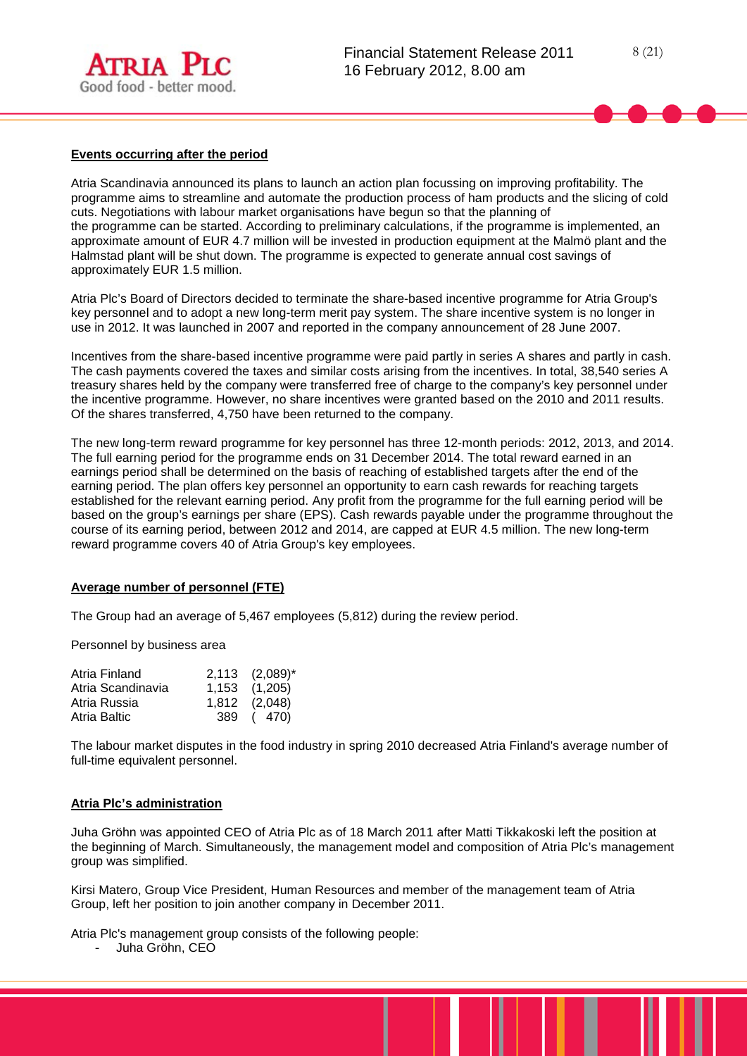**Events occurring after the period**

Atria Scandinavia announced its plans to launch an action plan focussing on improving profitability. The programme aims to streamline and automate the production process of ham products and the slicing of cold cuts. Negotiations with labour market organisations have begun so that the planning of the programme can be started. According to preliminary calculations, if the programme is implemented, an approximate amount of EUR 4.7 million will be invested in production equipment at the Malmö plant and the Halmstad plant will be shut down. The programme is expected to generate annual cost savings of approximately EUR 1.5 million.

Atria Plc's Board of Directors decided to terminate the share-based incentive programme for Atria Group's key personnel and to adopt a new long-term merit pay system. The share incentive system is no longer in use in 2012. It was launched in 2007 and reported in the company announcement of 28 June 2007.

Incentives from the share-based incentive programme were paid partly in series A shares and partly in cash. The cash payments covered the taxes and similar costs arising from the incentives. In total, 38,540 series A treasury shares held by the company were transferred free of charge to the company's key personnel under the incentive programme. However, no share incentives were granted based on the 2010 and 2011 results. Of the shares transferred, 4,750 have been returned to the company.

The new long-term reward programme for key personnel has three 12-month periods: 2012, 2013, and 2014. The full earning period for the programme ends on 31 December 2014. The total reward earned in an earnings period shall be determined on the basis of reaching of established targets after the end of the earning period. The plan offers key personnel an opportunity to earn cash rewards for reaching targets established for the relevant earning period. Any profit from the programme for the full earning period will be based on the group's earnings per share (EPS). Cash rewards payable under the programme throughout the course of its earning period, between 2012 and 2014, are capped at EUR 4.5 million. The new long-term reward programme covers 40 of Atria Group's key employees.

**Average number of personnel (FTE)**

The Group had an average of 5,467 employees (5,812) during the review period.

Personnel by business area

| | | |
|---|---|---|
| Atria Finland | 2,113 | (2,089)* |
| Atria Scandinavia | 1,153 | (1,205) |
| Atria Russia | 1,812 | (2,048) |
| Atria Baltic | 389 | ( 470) |

The labour market disputes in the food industry in spring 2010 decreased Atria Finland's average number of full-time equivalent personnel.

**Atria Plc's administration**

Juha Gröhn was appointed CEO of Atria Plc as of 18 March 2011 after Matti Tikkakoski left the position at the beginning of March. Simultaneously, the management model and composition of Atria Plc's management group was simplified.

Kirsi Matero, Group Vice President, Human Resources and member of the management team of Atria Group, left her position to join another company in December 2011.

Atria Plc's management group consists of the following people:

- Juha Gröhn, CEO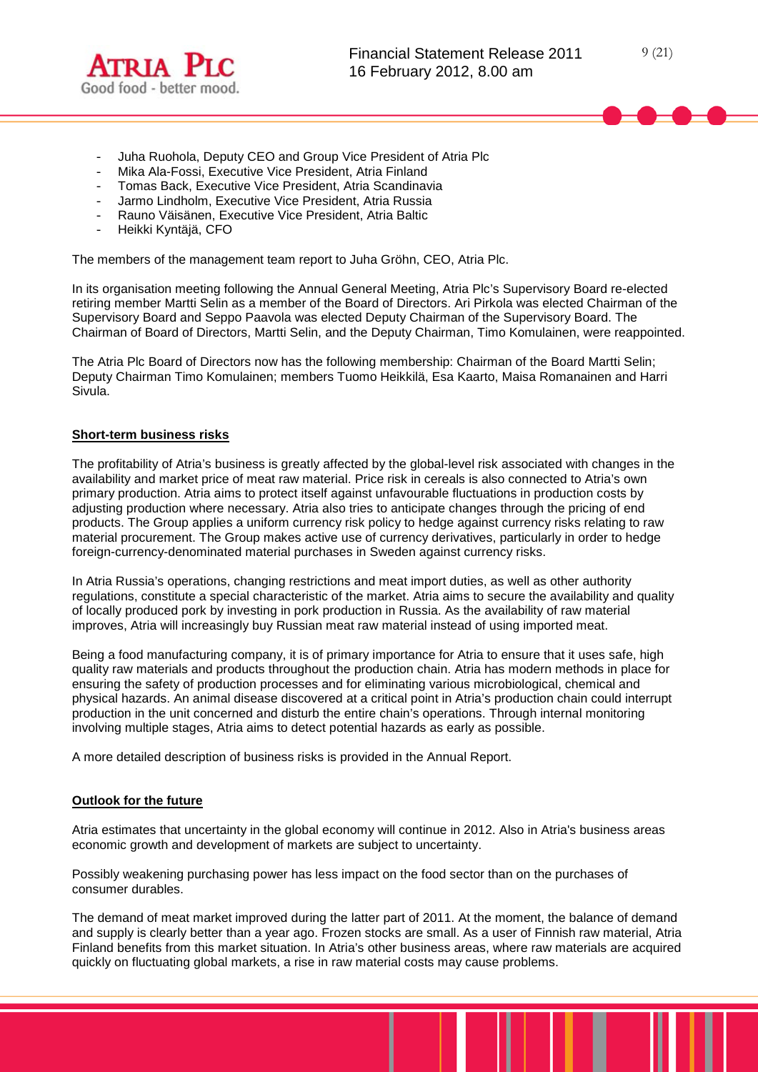- Juha Ruohola, Deputy CEO and Group Vice President of Atria Plc
- Mika Ala-Fossi, Executive Vice President, Atria Finland
- Tomas Back, Executive Vice President, Atria Scandinavia
- Jarmo Lindholm, Executive Vice President, Atria Russia
- Rauno Väisänen, Executive Vice President, Atria Baltic
- Heikki Kyntäjä, CFO

The members of the management team report to Juha Gröhn, CEO, Atria Plc.

In its organisation meeting following the Annual General Meeting, Atria Plc's Supervisory Board re-elected retiring member Martti Selin as a member of the Board of Directors. Ari Pirkola was elected Chairman of the Supervisory Board and Seppo Paavola was elected Deputy Chairman of the Supervisory Board. The Chairman of Board of Directors, Martti Selin, and the Deputy Chairman, Timo Komulainen, were reappointed.

The Atria Plc Board of Directors now has the following membership: Chairman of the Board Martti Selin; Deputy Chairman Timo Komulainen; members Tuomo Heikkilä, Esa Kaarto, Maisa Romanainen and Harri Sivula.

## Short-term business risks

The profitability of Atria's business is greatly affected by the global-level risk associated with changes in the availability and market price of meat raw material. Price risk in cereals is also connected to Atria's own primary production. Atria aims to protect itself against unfavourable fluctuations in production costs by adjusting production where necessary. Atria also tries to anticipate changes through the pricing of end products. The Group applies a uniform currency risk policy to hedge against currency risks relating to raw material procurement. The Group makes active use of currency derivatives, particularly in order to hedge foreign-currency-denominated material purchases in Sweden against currency risks.

In Atria Russia's operations, changing restrictions and meat import duties, as well as other authority regulations, constitute a special characteristic of the market. Atria aims to secure the availability and quality of locally produced pork by investing in pork production in Russia. As the availability of raw material improves, Atria will increasingly buy Russian meat raw material instead of using imported meat.

Being a food manufacturing company, it is of primary importance for Atria to ensure that it uses safe, high quality raw materials and products throughout the production chain. Atria has modern methods in place for ensuring the safety of production processes and for eliminating various microbiological, chemical and physical hazards. An animal disease discovered at a critical point in Atria's production chain could interrupt production in the unit concerned and disturb the entire chain's operations. Through internal monitoring involving multiple stages, Atria aims to detect potential hazards as early as possible.

A more detailed description of business risks is provided in the Annual Report.

## Outlook for the future

Atria estimates that uncertainty in the global economy will continue in 2012. Also in Atria's business areas economic growth and development of markets are subject to uncertainty.

Possibly weakening purchasing power has less impact on the food sector than on the purchases of consumer durables.

The demand of meat market improved during the latter part of 2011. At the moment, the balance of demand and supply is clearly better than a year ago. Frozen stocks are small. As a user of Finnish raw material, Atria Finland benefits from this market situation. In Atria's other business areas, where raw materials are acquired quickly on fluctuating global markets, a rise in raw material costs may cause problems.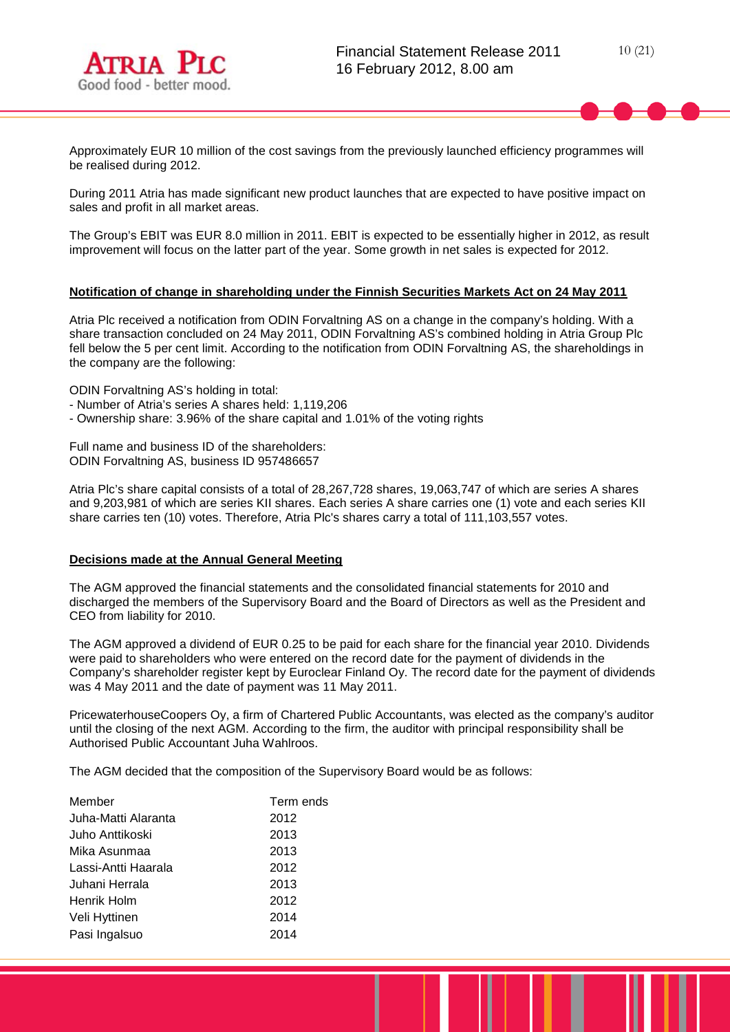Approximately EUR 10 million of the cost savings from the previously launched efficiency programmes will be realised during 2012.

During 2011 Atria has made significant new product launches that are expected to have positive impact on sales and profit in all market areas.

The Group's EBIT was EUR 8.0 million in 2011. EBIT is expected to be essentially higher in 2012, as result improvement will focus on the latter part of the year. Some growth in net sales is expected for 2012.

## Notification of change in shareholding under the Finnish Securities Markets Act on 24 May 2011

Atria Plc received a notification from ODIN Forvaltning AS on a change in the company's holding. With a share transaction concluded on 24 May 2011, ODIN Forvaltning AS's combined holding in Atria Group Plc fell below the 5 per cent limit. According to the notification from ODIN Forvaltning AS, the shareholdings in the company are the following:

ODIN Forvaltning AS's holding in total:
- Number of Atria's series A shares held: 1,119,206
- Ownership share: 3.96% of the share capital and 1.01% of the voting rights

Full name and business ID of the shareholders:
ODIN Forvaltning AS, business ID 957486657

Atria Plc's share capital consists of a total of 28,267,728 shares, 19,063,747 of which are series A shares and 9,203,981 of which are series KII shares. Each series A share carries one (1) vote and each series KII share carries ten (10) votes. Therefore, Atria Plc's shares carry a total of 111,103,557 votes.

## Decisions made at the Annual General Meeting

The AGM approved the financial statements and the consolidated financial statements for 2010 and discharged the members of the Supervisory Board and the Board of Directors as well as the President and CEO from liability for 2010.

The AGM approved a dividend of EUR 0.25 to be paid for each share for the financial year 2010. Dividends were paid to shareholders who were entered on the record date for the payment of dividends in the Company's shareholder register kept by Euroclear Finland Oy. The record date for the payment of dividends was 4 May 2011 and the date of payment was 11 May 2011.

PricewaterhouseCoopers Oy, a firm of Chartered Public Accountants, was elected as the company's auditor until the closing of the next AGM. According to the firm, the auditor with principal responsibility shall be Authorised Public Accountant Juha Wahlroos.

The AGM decided that the composition of the Supervisory Board would be as follows:

| Member | Term ends |
|---|---|
| Juha-Matti Alaranta | 2012 |
| Juho Anttikoski | 2013 |
| Mika Asunmaa | 2013 |
| Lassi-Antti Haarala | 2012 |
| Juhani Herrala | 2013 |
| Henrik Holm | 2012 |
| Veli Hyttinen | 2014 |
| Pasi Ingalsuo | 2014 |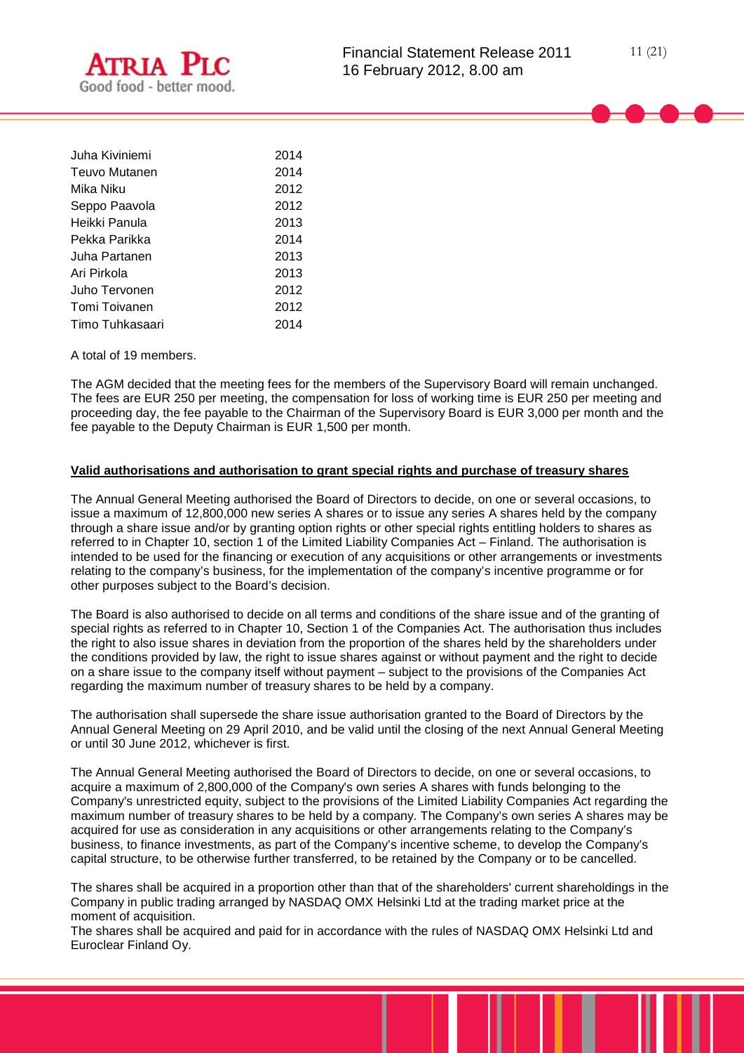| | |
|---|---|
| Juha Kiviniemi | 2014 |
| Teuvo Mutanen | 2014 |
| Mika Niku | 2012 |
| Seppo Paavola | 2012 |
| Heikki Panula | 2013 |
| Pekka Parikka | 2014 |
| Juha Partanen | 2013 |
| Ari Pirkola | 2013 |
| Juho Tervonen | 2012 |
| Tomi Toivanen | 2012 |
| Timo Tuhkasaari | 2014 |

A total of 19 members.

The AGM decided that the meeting fees for the members of the Supervisory Board will remain unchanged. The fees are EUR 250 per meeting, the compensation for loss of working time is EUR 250 per meeting and proceeding day, the fee payable to the Chairman of the Supervisory Board is EUR 3,000 per month and the fee payable to the Deputy Chairman is EUR 1,500 per month.

**Valid authorisations and authorisation to grant special rights and purchase of treasury shares**

The Annual General Meeting authorised the Board of Directors to decide, on one or several occasions, to issue a maximum of 12,800,000 new series A shares or to issue any series A shares held by the company through a share issue and/or by granting option rights or other special rights entitling holders to shares as referred to in Chapter 10, section 1 of the Limited Liability Companies Act – Finland. The authorisation is intended to be used for the financing or execution of any acquisitions or other arrangements or investments relating to the company's business, for the implementation of the company's incentive programme or for other purposes subject to the Board's decision.

The Board is also authorised to decide on all terms and conditions of the share issue and of the granting of special rights as referred to in Chapter 10, Section 1 of the Companies Act. The authorisation thus includes the right to also issue shares in deviation from the proportion of the shares held by the shareholders under the conditions provided by law, the right to issue shares against or without payment and the right to decide on a share issue to the company itself without payment – subject to the provisions of the Companies Act regarding the maximum number of treasury shares to be held by a company.

The authorisation shall supersede the share issue authorisation granted to the Board of Directors by the Annual General Meeting on 29 April 2010, and be valid until the closing of the next Annual General Meeting or until 30 June 2012, whichever is first.

The Annual General Meeting authorised the Board of Directors to decide, on one or several occasions, to acquire a maximum of 2,800,000 of the Company's own series A shares with funds belonging to the Company's unrestricted equity, subject to the provisions of the Limited Liability Companies Act regarding the maximum number of treasury shares to be held by a company. The Company's own series A shares may be acquired for use as consideration in any acquisitions or other arrangements relating to the Company's business, to finance investments, as part of the Company's incentive scheme, to develop the Company's capital structure, to be otherwise further transferred, to be retained by the Company or to be cancelled.

The shares shall be acquired in a proportion other than that of the shareholders' current shareholdings in the Company in public trading arranged by NASDAQ OMX Helsinki Ltd at the trading market price at the moment of acquisition.
The shares shall be acquired and paid for in accordance with the rules of NASDAQ OMX Helsinki Ltd and Euroclear Finland Oy.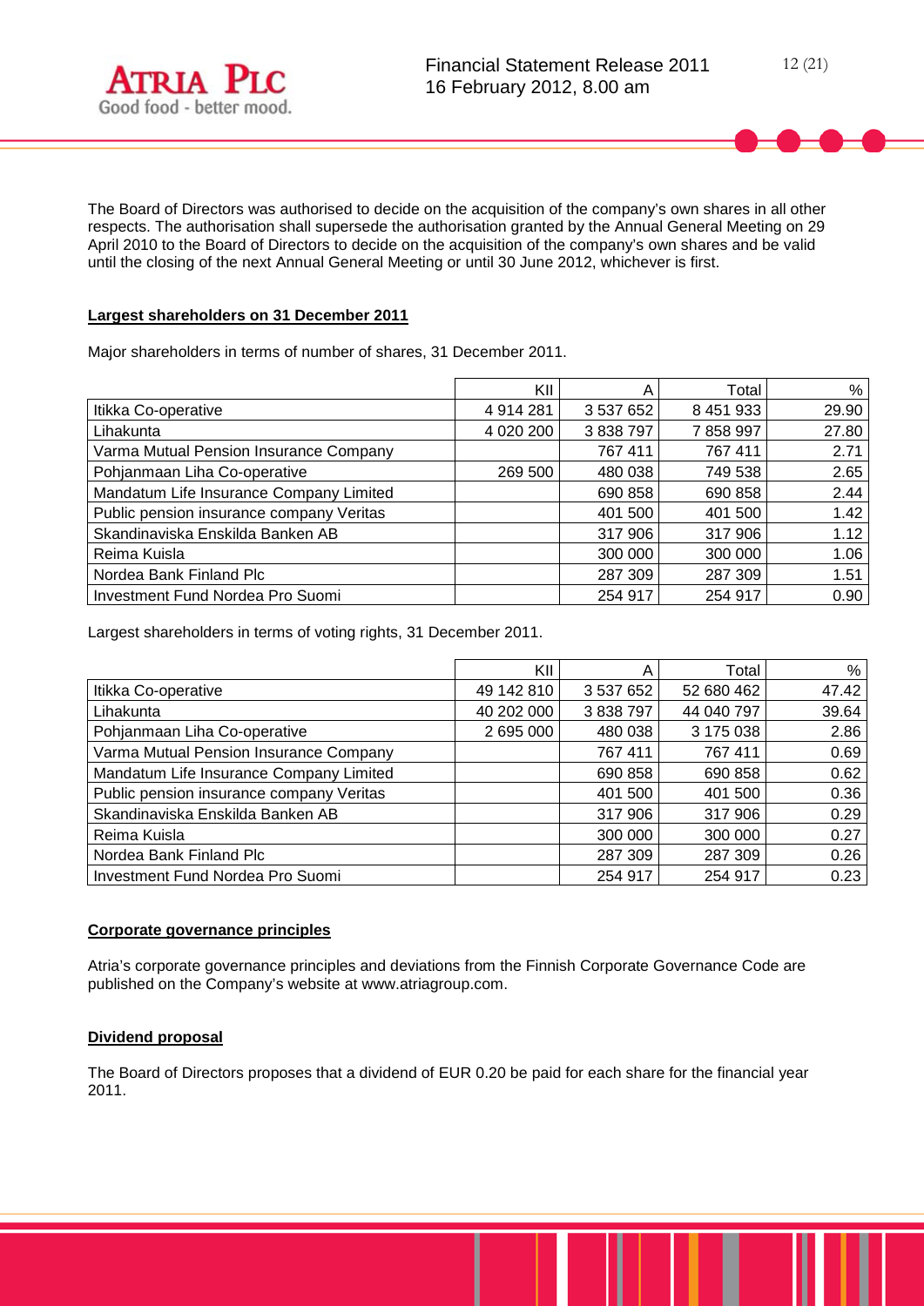The Board of Directors was authorised to decide on the acquisition of the company's own shares in all other respects. The authorisation shall supersede the authorisation granted by the Annual General Meeting on 29 April 2010 to the Board of Directors to decide on the acquisition of the company's own shares and be valid until the closing of the next Annual General Meeting or until 30 June 2012, whichever is first.

## Largest shareholders on 31 December 2011

Major shareholders in terms of number of shares, 31 December 2011.

| | KII | A | Total | % |
|---|---|---|---|---|
| Itikka Co-operative | 4 914 281 | 3 537 652 | 8 451 933 | 29.90 |
| Lihakunta | 4 020 200 | 3 838 797 | 7 858 997 | 27.80 |
| Varma Mutual Pension Insurance Company | | 767 411 | 767 411 | 2.71 |
| Pohjanmaan Liha Co-operative | 269 500 | 480 038 | 749 538 | 2.65 |
| Mandatum Life Insurance Company Limited | | 690 858 | 690 858 | 2.44 |
| Public pension insurance company Veritas | | 401 500 | 401 500 | 1.42 |
| Skandinaviska Enskilda Banken AB | | 317 906 | 317 906 | 1.12 |
| Reima Kuisla | | 300 000 | 300 000 | 1.06 |
| Nordea Bank Finland Plc | | 287 309 | 287 309 | 1.51 |
| Investment Fund Nordea Pro Suomi | | 254 917 | 254 917 | 0.90 |

Largest shareholders in terms of voting rights, 31 December 2011.

| | KII | A | Total | % |
|---|---|---|---|---|
| Itikka Co-operative | 49 142 810 | 3 537 652 | 52 680 462 | 47.42 |
| Lihakunta | 40 202 000 | 3 838 797 | 44 040 797 | 39.64 |
| Pohjanmaan Liha Co-operative | 2 695 000 | 480 038 | 3 175 038 | 2.86 |
| Varma Mutual Pension Insurance Company | | 767 411 | 767 411 | 0.69 |
| Mandatum Life Insurance Company Limited | | 690 858 | 690 858 | 0.62 |
| Public pension insurance company Veritas | | 401 500 | 401 500 | 0.36 |
| Skandinaviska Enskilda Banken AB | | 317 906 | 317 906 | 0.29 |
| Reima Kuisla | | 300 000 | 300 000 | 0.27 |
| Nordea Bank Finland Plc | | 287 309 | 287 309 | 0.26 |
| Investment Fund Nordea Pro Suomi | | 254 917 | 254 917 | 0.23 |

## Corporate governance principles

Atria's corporate governance principles and deviations from the Finnish Corporate Governance Code are published on the Company's website at www.atriagroup.com.

## Dividend proposal

The Board of Directors proposes that a dividend of EUR 0.20 be paid for each share for the financial year 2011.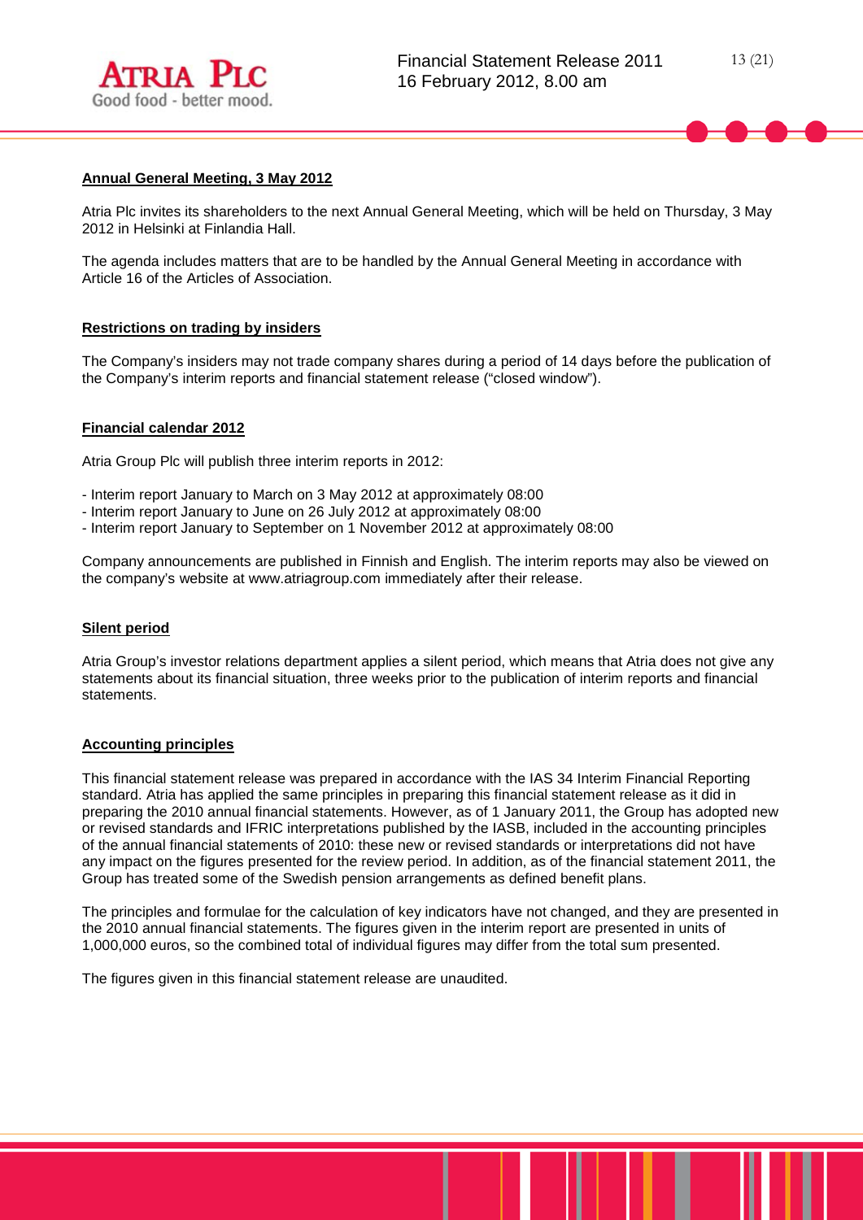## Annual General Meeting, 3 May 2012

Atria Plc invites its shareholders to the next Annual General Meeting, which will be held on Thursday, 3 May 2012 in Helsinki at Finlandia Hall.

The agenda includes matters that are to be handled by the Annual General Meeting in accordance with Article 16 of the Articles of Association.

## Restrictions on trading by insiders

The Company's insiders may not trade company shares during a period of 14 days before the publication of the Company's interim reports and financial statement release ("closed window").

## Financial calendar 2012

Atria Group Plc will publish three interim reports in 2012:

- Interim report January to March on 3 May 2012 at approximately 08:00
- Interim report January to June on 26 July 2012 at approximately 08:00
- Interim report January to September on 1 November 2012 at approximately 08:00

Company announcements are published in Finnish and English. The interim reports may also be viewed on the company's website at www.atriagroup.com immediately after their release.

## Silent period

Atria Group's investor relations department applies a silent period, which means that Atria does not give any statements about its financial situation, three weeks prior to the publication of interim reports and financial statements.

## Accounting principles

This financial statement release was prepared in accordance with the IAS 34 Interim Financial Reporting standard. Atria has applied the same principles in preparing this financial statement release as it did in preparing the 2010 annual financial statements. However, as of 1 January 2011, the Group has adopted new or revised standards and IFRIC interpretations published by the IASB, included in the accounting principles of the annual financial statements of 2010: these new or revised standards or interpretations did not have any impact on the figures presented for the review period. In addition, as of the financial statement 2011, the Group has treated some of the Swedish pension arrangements as defined benefit plans.

The principles and formulae for the calculation of key indicators have not changed, and they are presented in the 2010 annual financial statements. The figures given in the interim report are presented in units of 1,000,000 euros, so the combined total of individual figures may differ from the total sum presented.

The figures given in this financial statement release are unaudited.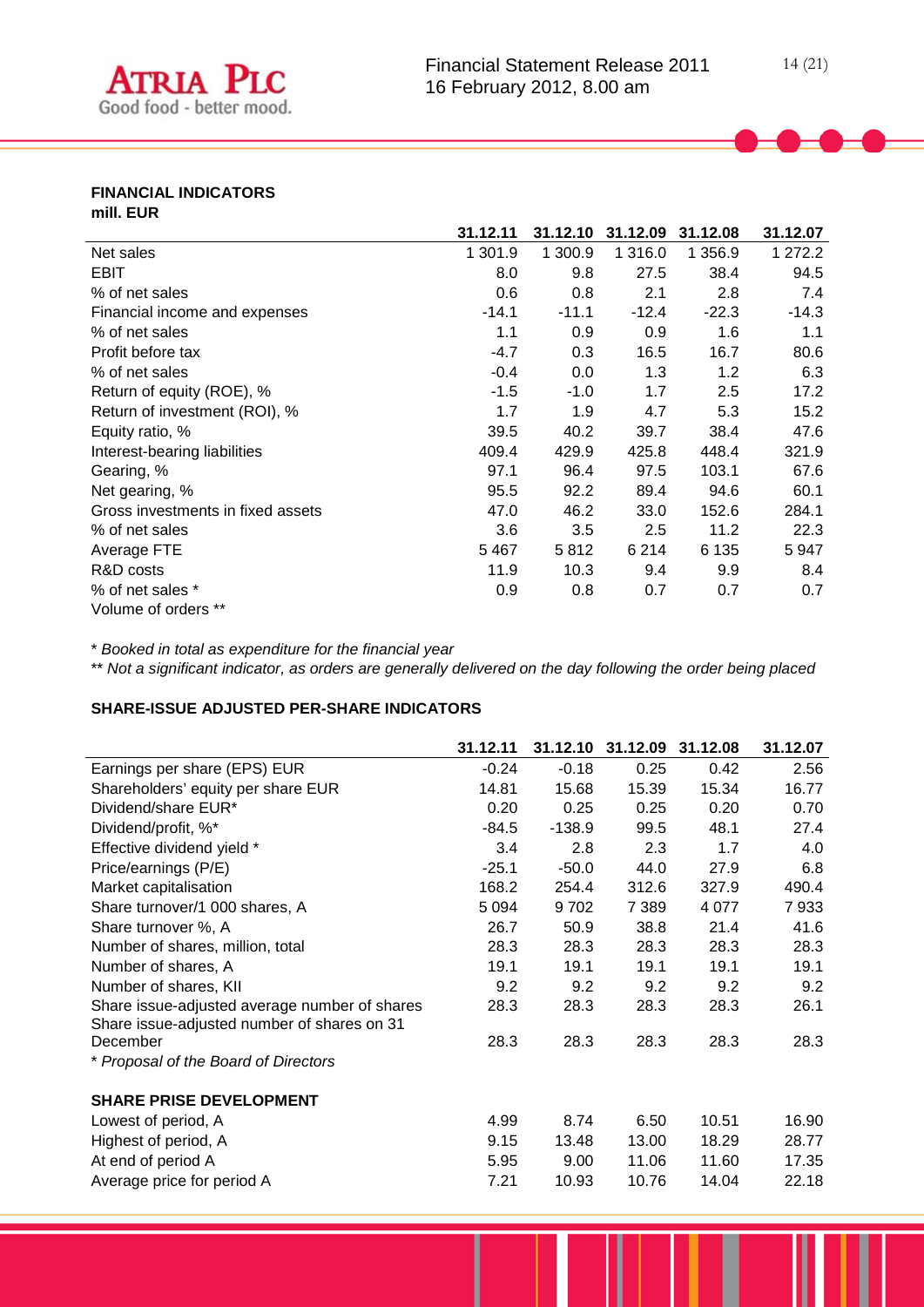## FINANCIAL INDICATORS

**mill. EUR**

| | 31.12.11 | 31.12.10 | 31.12.09 | 31.12.08 | 31.12.07 |
|---|---|---|---|---|---|
| Net sales | 1 301.9 | 1 300.9 | 1 316.0 | 1 356.9 | 1 272.2 |
| EBIT | 8.0 | 9.8 | 27.5 | 38.4 | 94.5 |
| % of net sales | 0.6 | 0.8 | 2.1 | 2.8 | 7.4 |
| Financial income and expenses | -14.1 | -11.1 | -12.4 | -22.3 | -14.3 |
| % of net sales | 1.1 | 0.9 | 0.9 | 1.6 | 1.1 |
| Profit before tax | -4.7 | 0.3 | 16.5 | 16.7 | 80.6 |
| % of net sales | -0.4 | 0.0 | 1.3 | 1.2 | 6.3 |
| Return of equity (ROE), % | -1.5 | -1.0 | 1.7 | 2.5 | 17.2 |
| Return of investment (ROI), % | 1.7 | 1.9 | 4.7 | 5.3 | 15.2 |
| Equity ratio, % | 39.5 | 40.2 | 39.7 | 38.4 | 47.6 |
| Interest-bearing liabilities | 409.4 | 429.9 | 425.8 | 448.4 | 321.9 |
| Gearing, % | 97.1 | 96.4 | 97.5 | 103.1 | 67.6 |
| Net gearing, % | 95.5 | 92.2 | 89.4 | 94.6 | 60.1 |
| Gross investments in fixed assets | 47.0 | 46.2 | 33.0 | 152.6 | 284.1 |
| % of net sales | 3.6 | 3.5 | 2.5 | 11.2 | 22.3 |
| Average FTE | 5 467 | 5 812 | 6 214 | 6 135 | 5 947 |
| R&D costs | 11.9 | 10.3 | 9.4 | 9.9 | 8.4 |
| % of net sales * | 0.9 | 0.8 | 0.7 | 0.7 | 0.7 |
| Volume of orders ** | | | | | |

* *Booked in total as expenditure for the financial year*

** *Not a significant indicator, as orders are generally delivered on the day following the order being placed*

## SHARE-ISSUE ADJUSTED PER-SHARE INDICATORS

| | 31.12.11 | 31.12.10 | 31.12.09 | 31.12.08 | 31.12.07 |
|---|---|---|---|---|---|
| Earnings per share (EPS) EUR | -0.24 | -0.18 | 0.25 | 0.42 | 2.56 |
| Shareholders' equity per share EUR | 14.81 | 15.68 | 15.39 | 15.34 | 16.77 |
| Dividend/share EUR* | 0.20 | 0.25 | 0.25 | 0.20 | 0.70 |
| Dividend/profit, %* | -84.5 | -138.9 | 99.5 | 48.1 | 27.4 |
| Effective dividend yield * | 3.4 | 2.8 | 2.3 | 1.7 | 4.0 |
| Price/earnings (P/E) | -25.1 | -50.0 | 44.0 | 27.9 | 6.8 |
| Market capitalisation | 168.2 | 254.4 | 312.6 | 327.9 | 490.4 |
| Share turnover/1 000 shares, A | 5 094 | 9 702 | 7 389 | 4 077 | 7 933 |
| Share turnover %, A | 26.7 | 50.9 | 38.8 | 21.4 | 41.6 |
| Number of shares, million, total | 28.3 | 28.3 | 28.3 | 28.3 | 28.3 |
| Number of shares, A | 19.1 | 19.1 | 19.1 | 19.1 | 19.1 |
| Number of shares, KII | 9.2 | 9.2 | 9.2 | 9.2 | 9.2 |
| Share issue-adjusted average number of shares | 28.3 | 28.3 | 28.3 | 28.3 | 26.1 |
| Share issue-adjusted number of shares on 31 December | 28.3 | 28.3 | 28.3 | 28.3 | 28.3 |

* *Proposal of the Board of Directors*

**SHARE PRISE DEVELOPMENT**

| | 31.12.11 | 31.12.10 | 31.12.09 | 31.12.08 | 31.12.07 |
|---|---|---|---|---|---|
| Lowest of period, A | 4.99 | 8.74 | 6.50 | 10.51 | 16.90 |
| Highest of period, A | 9.15 | 13.48 | 13.00 | 18.29 | 28.77 |
| At end of period A | 5.95 | 9.00 | 11.06 | 11.60 | 17.35 |
| Average price for period A | 7.21 | 10.93 | 10.76 | 14.04 | 22.18 |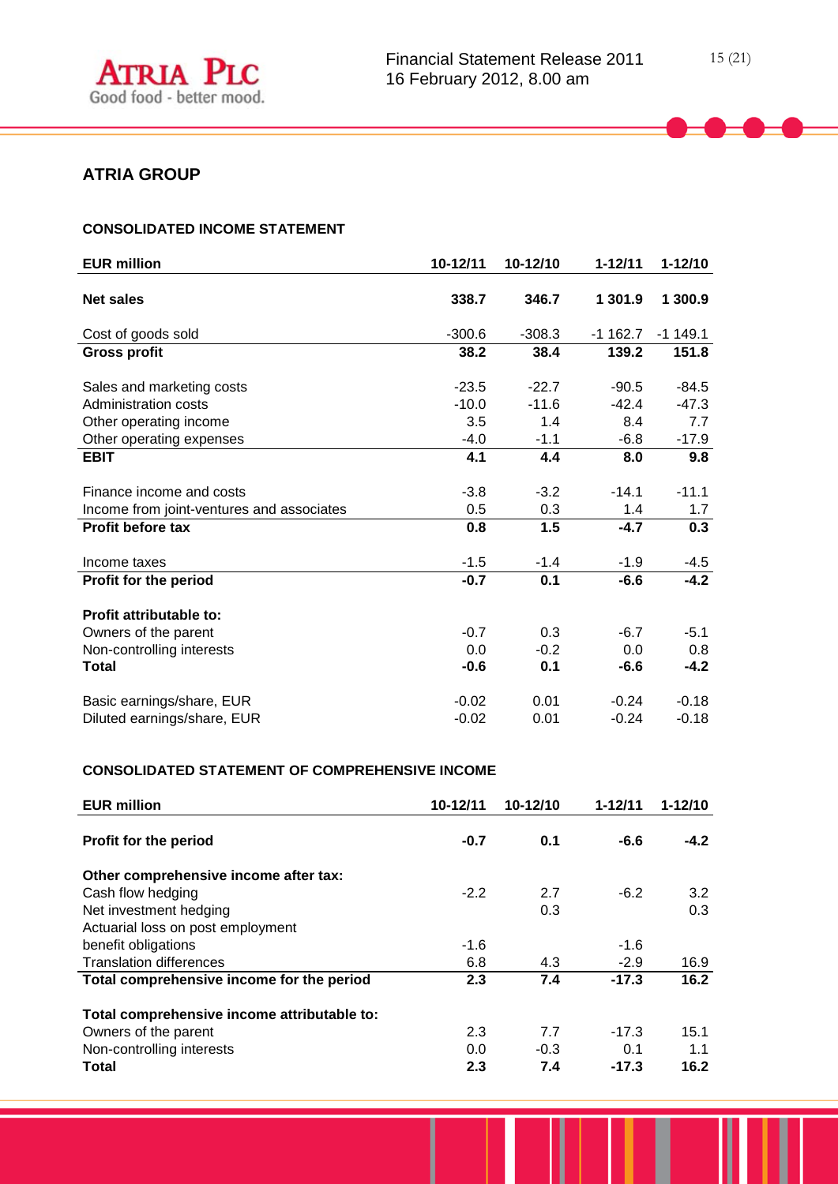## ATRIA GROUP

### CONSOLIDATED INCOME STATEMENT

| EUR million | 10-12/11 | 10-12/10 | 1-12/11 | 1-12/10 |
|---|---|---|---|---|
| **Net sales** | **338.7** | **346.7** | **1 301.9** | **1 300.9** |
| Cost of goods sold | -300.6 | -308.3 | -1 162.7 | -1 149.1 |
| **Gross profit** | **38.2** | **38.4** | **139.2** | **151.8** |
| Sales and marketing costs | -23.5 | -22.7 | -90.5 | -84.5 |
| Administration costs | -10.0 | -11.6 | -42.4 | -47.3 |
| Other operating income | 3.5 | 1.4 | 8.4 | 7.7 |
| Other operating expenses | -4.0 | -1.1 | -6.8 | -17.9 |
| **EBIT** | **4.1** | **4.4** | **8.0** | **9.8** |
| Finance income and costs | -3.8 | -3.2 | -14.1 | -11.1 |
| Income from joint-ventures and associates | 0.5 | 0.3 | 1.4 | 1.7 |
| **Profit before tax** | **0.8** | **1.5** | **-4.7** | **0.3** |
| Income taxes | -1.5 | -1.4 | -1.9 | -4.5 |
| **Profit for the period** | **-0.7** | **0.1** | **-6.6** | **-4.2** |
| **Profit attributable to:** | | | | |
| Owners of the parent | -0.7 | 0.3 | -6.7 | -5.1 |
| Non-controlling interests | 0.0 | -0.2 | 0.0 | 0.8 |
| **Total** | **-0.6** | **0.1** | **-6.6** | **-4.2** |
| Basic earnings/share, EUR | -0.02 | 0.01 | -0.24 | -0.18 |
| Diluted earnings/share, EUR | -0.02 | 0.01 | -0.24 | -0.18 |

### CONSOLIDATED STATEMENT OF COMPREHENSIVE INCOME

| EUR million | 10-12/11 | 10-12/10 | 1-12/11 | 1-12/10 |
|---|---|---|---|---|
| **Profit for the period** | **-0.7** | **0.1** | **-6.6** | **-4.2** |
| **Other comprehensive income after tax:** | | | | |
| Cash flow hedging | -2.2 | 2.7 | -6.2 | 3.2 |
| Net investment hedging | | 0.3 | | 0.3 |
| Actuarial loss on post employment benefit obligations | -1.6 | | -1.6 | |
| Translation differences | 6.8 | 4.3 | -2.9 | 16.9 |
| **Total comprehensive income for the period** | **2.3** | **7.4** | **-17.3** | **16.2** |
| **Total comprehensive income attributable to:** | | | | |
| Owners of the parent | 2.3 | 7.7 | -17.3 | 15.1 |
| Non-controlling interests | 0.0 | -0.3 | 0.1 | 1.1 |
| **Total** | **2.3** | **7.4** | **-17.3** | **16.2** |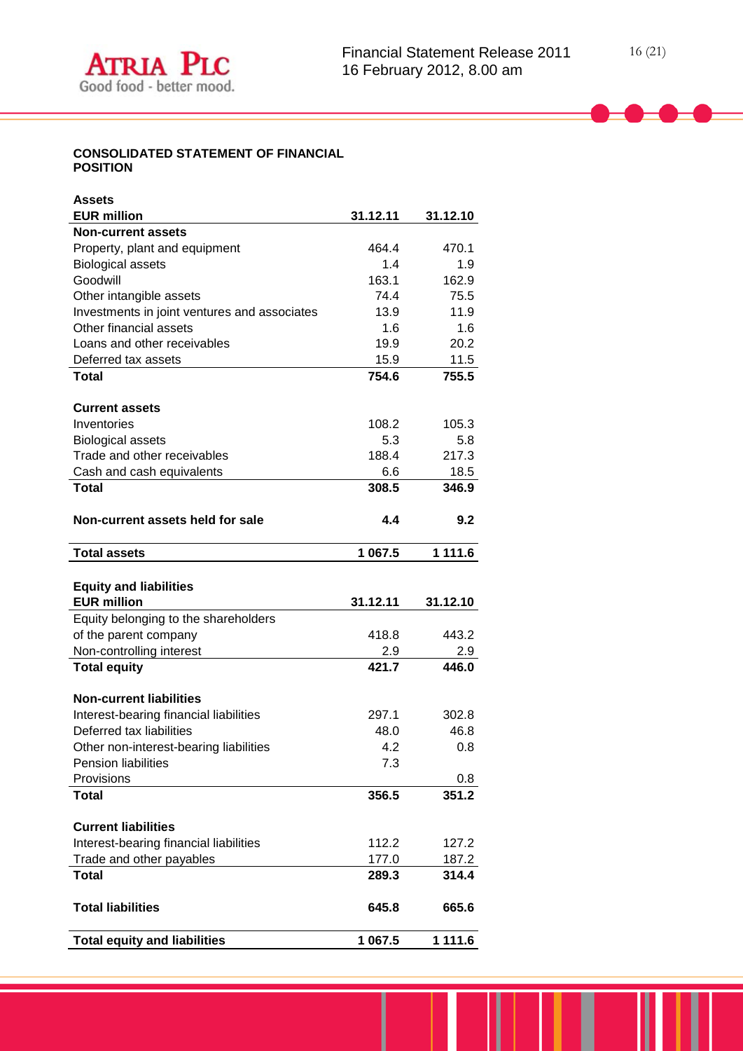## CONSOLIDATED STATEMENT OF FINANCIAL POSITION

**Assets**

| EUR million | 31.12.11 | 31.12.10 |
|---|---|---|
| **Non-current assets** | | |
| Property, plant and equipment | 464.4 | 470.1 |
| Biological assets | 1.4 | 1.9 |
| Goodwill | 163.1 | 162.9 |
| Other intangible assets | 74.4 | 75.5 |
| Investments in joint ventures and associates | 13.9 | 11.9 |
| Other financial assets | 1.6 | 1.6 |
| Loans and other receivables | 19.9 | 20.2 |
| Deferred tax assets | 15.9 | 11.5 |
| **Total** | **754.6** | **755.5** |
| | | |
| **Current assets** | | |
| Inventories | 108.2 | 105.3 |
| Biological assets | 5.3 | 5.8 |
| Trade and other receivables | 188.4 | 217.3 |
| Cash and cash equivalents | 6.6 | 18.5 |
| **Total** | **308.5** | **346.9** |
| | | |
| **Non-current assets held for sale** | **4.4** | **9.2** |
| | | |
| **Total assets** | **1 067.5** | **1 111.6** |

**Equity and liabilities**

| EUR million | 31.12.11 | 31.12.10 |
|---|---|---|
| Equity belonging to the shareholders of the parent company | 418.8 | 443.2 |
| Non-controlling interest | 2.9 | 2.9 |
| **Total equity** | **421.7** | **446.0** |
| | | |
| **Non-current liabilities** | | |
| Interest-bearing financial liabilities | 297.1 | 302.8 |
| Deferred tax liabilities | 48.0 | 46.8 |
| Other non-interest-bearing liabilities | 4.2 | 0.8 |
| Pension liabilities | 7.3 | |
| Provisions | | 0.8 |
| **Total** | **356.5** | **351.2** |
| | | |
| **Current liabilities** | | |
| Interest-bearing financial liabilities | 112.2 | 127.2 |
| Trade and other payables | 177.0 | 187.2 |
| **Total** | **289.3** | **314.4** |
| | | |
| **Total liabilities** | **645.8** | **665.6** |
| | | |
| **Total equity and liabilities** | **1 067.5** | **1 111.6** |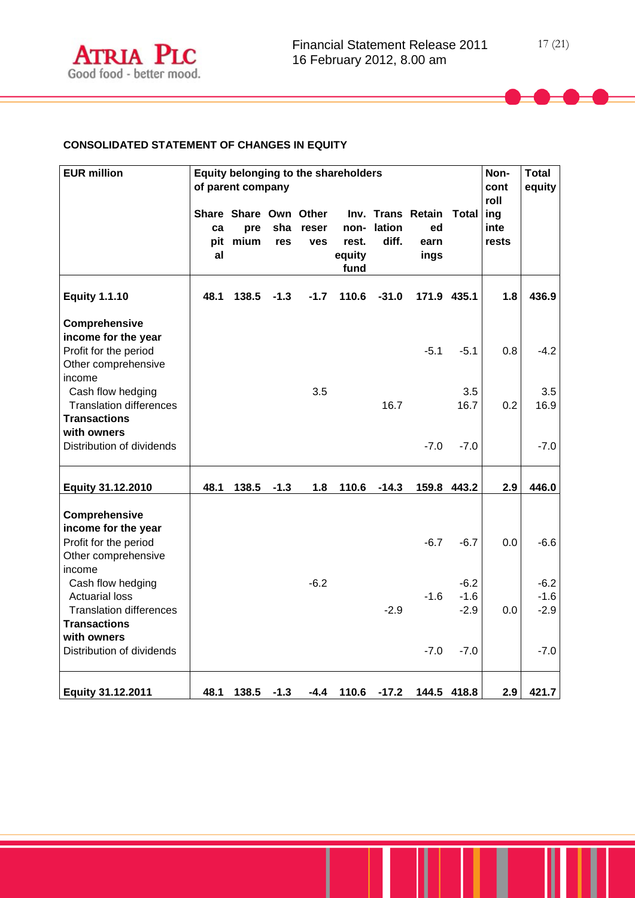## CONSOLIDATED STATEMENT OF CHANGES IN EQUITY

| EUR million | Equity belonging to the shareholders of parent company | | | | | | | | Non-controlling interests | Total equity |
|---|---|---|---|---|---|---|---|---|---|---|
| | Share capital | Share premium | Own shares | Other reserves | Inv. non-rest. equity fund | Translation diff. | Retained earnings | Total | | |
| **Equity 1.1.10** | **48.1** | **138.5** | **-1.3** | **-1.7** | **110.6** | **-31.0** | **171.9** | **435.1** | **1.8** | **436.9** |
| **Comprehensive income for the year** | | | | | | | | | | |
| Profit for the period | | | | | | | -5.1 | -5.1 | 0.8 | -4.2 |
| Other comprehensive income | | | | | | | | | | |
| Cash flow hedging | | | | 3.5 | | | | 3.5 | | 3.5 |
| Translation differences | | | | | | 16.7 | | 16.7 | 0.2 | 16.9 |
| **Transactions with owners** | | | | | | | | | | |
| Distribution of dividends | | | | | | | -7.0 | -7.0 | | -7.0 |
| **Equity 31.12.2010** | **48.1** | **138.5** | **-1.3** | **1.8** | **110.6** | **-14.3** | **159.8** | **443.2** | **2.9** | **446.0** |
| **Comprehensive income for the year** | | | | | | | | | | |
| Profit for the period | | | | | | | -6.7 | -6.7 | 0.0 | -6.6 |
| Other comprehensive income | | | | | | | | | | |
| Cash flow hedging | | | | -6.2 | | | | -6.2 | | -6.2 |
| Actuarial loss | | | | | | | -1.6 | -1.6 | | -1.6 |
| Translation differences | | | | | | -2.9 | | -2.9 | 0.0 | -2.9 |
| **Transactions with owners** | | | | | | | | | | |
| Distribution of dividends | | | | | | | -7.0 | -7.0 | | -7.0 |
| **Equity 31.12.2011** | **48.1** | **138.5** | **-1.3** | **-4.4** | **110.6** | **-17.2** | **144.5** | **418.8** | **2.9** | **421.7** |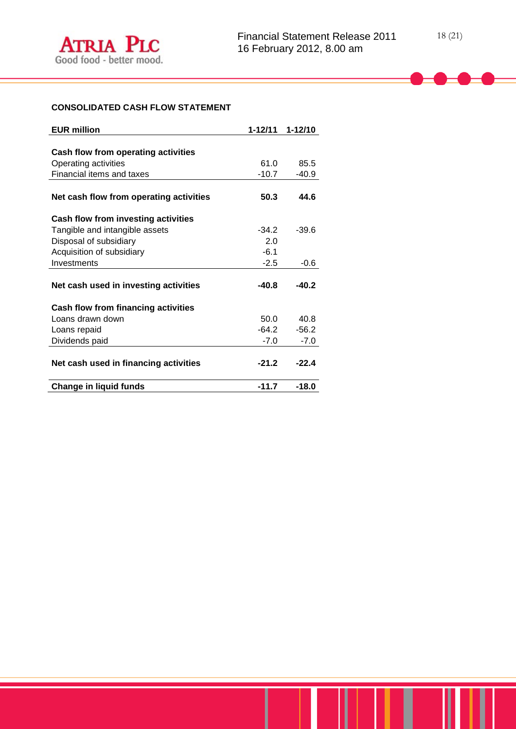**CONSOLIDATED CASH FLOW STATEMENT**

| EUR million | 1-12/11 | 1-12/10 |
|---|---|---|
| **Cash flow from operating activities** | | |
| Operating activities | 61.0 | 85.5 |
| Financial items and taxes | -10.7 | -40.9 |
| **Net cash flow from operating activities** | **50.3** | **44.6** |
| **Cash flow from investing activities** | | |
| Tangible and intangible assets | -34.2 | -39.6 |
| Disposal of subsidiary | 2.0 | |
| Acquisition of subsidiary | -6.1 | |
| Investments | -2.5 | -0.6 |
| **Net cash used in investing activities** | **-40.8** | **-40.2** |
| **Cash flow from financing activities** | | |
| Loans drawn down | 50.0 | 40.8 |
| Loans repaid | -64.2 | -56.2 |
| Dividends paid | -7.0 | -7.0 |
| **Net cash used in financing activities** | **-21.2** | **-22.4** |
| **Change in liquid funds** | **-11.7** | **-18.0** |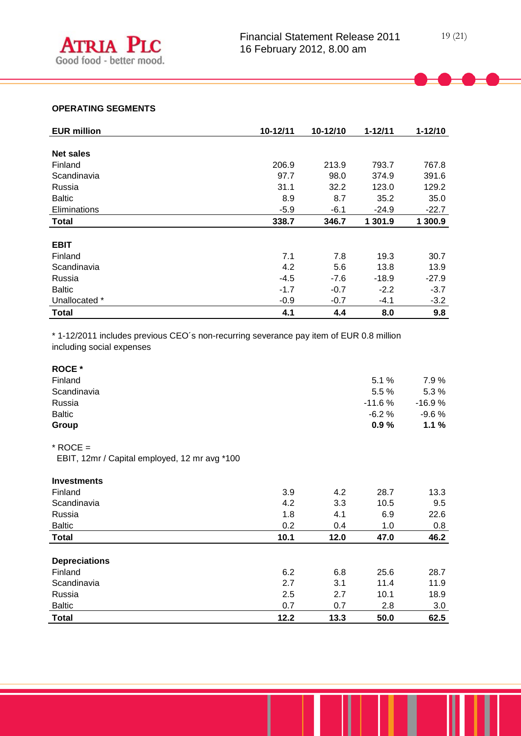## OPERATING SEGMENTS

| EUR million | 10-12/11 | 10-12/10 | 1-12/11 | 1-12/10 |
|---|---|---|---|---|
| **Net sales** | | | | |
| Finland | 206.9 | 213.9 | 793.7 | 767.8 |
| Scandinavia | 97.7 | 98.0 | 374.9 | 391.6 |
| Russia | 31.1 | 32.2 | 123.0 | 129.2 |
| Baltic | 8.9 | 8.7 | 35.2 | 35.0 |
| Eliminations | -5.9 | -6.1 | -24.9 | -22.7 |
| **Total** | **338.7** | **346.7** | **1 301.9** | **1 300.9** |
| **EBIT** | | | | |
| Finland | 7.1 | 7.8 | 19.3 | 30.7 |
| Scandinavia | 4.2 | 5.6 | 13.8 | 13.9 |
| Russia | -4.5 | -7.6 | -18.9 | -27.9 |
| Baltic | -1.7 | -0.7 | -2.2 | -3.7 |
| Unallocated * | -0.9 | -0.7 | -4.1 | -3.2 |
| **Total** | **4.1** | **4.4** | **8.0** | **9.8** |

* 1-12/2011 includes previous CEO´s non-recurring severance pay item of EUR 0.8 million including social expenses

| ROCE * | | | 1-12/11 | 1-12/10 |
|---|---|---|---|---|
| Finland | | | 5.1 % | 7.9 % |
| Scandinavia | | | 5.5 % | 5.3 % |
| Russia | | | -11.6 % | -16.9 % |
| Baltic | | | -6.2 % | -9.6 % |
| **Group** | | | **0.9 %** | **1.1 %** |

* ROCE =
EBIT, 12mr / Capital employed, 12 mr avg *100

| EUR million | 10-12/11 | 10-12/10 | 1-12/11 | 1-12/10 |
|---|---|---|---|---|
| **Investments** | | | | |
| Finland | 3.9 | 4.2 | 28.7 | 13.3 |
| Scandinavia | 4.2 | 3.3 | 10.5 | 9.5 |
| Russia | 1.8 | 4.1 | 6.9 | 22.6 |
| Baltic | 0.2 | 0.4 | 1.0 | 0.8 |
| **Total** | **10.1** | **12.0** | **47.0** | **46.2** |
| **Depreciations** | | | | |
| Finland | 6.2 | 6.8 | 25.6 | 28.7 |
| Scandinavia | 2.7 | 3.1 | 11.4 | 11.9 |
| Russia | 2.5 | 2.7 | 10.1 | 18.9 |
| Baltic | 0.7 | 0.7 | 2.8 | 3.0 |
| **Total** | **12.2** | **13.3** | **50.0** | **62.5** |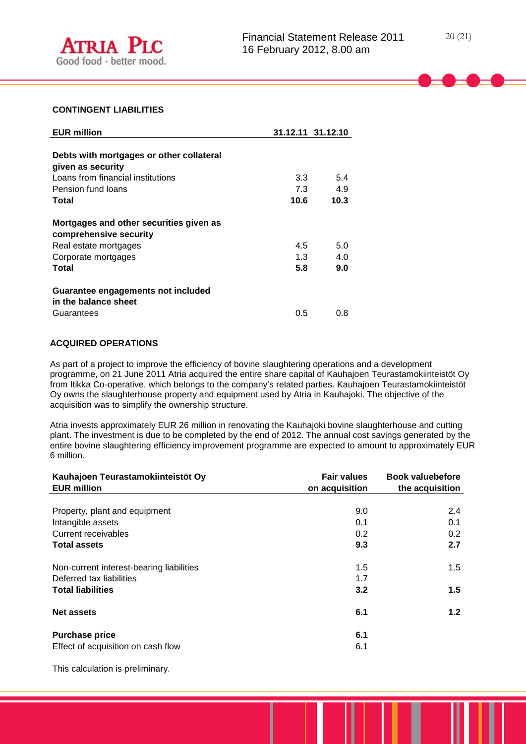## CONTINGENT LIABILITIES

| EUR million | 31.12.11 | 31.12.10 |
|---|---|---|
| **Debts with mortgages or other collateral given as security** | | |
| Loans from financial institutions | 3.3 | 5.4 |
| Pension fund loans | 7.3 | 4.9 |
| **Total** | **10.6** | **10.3** |
| **Mortgages and other securities given as comprehensive security** | | |
| Real estate mortgages | 4.5 | 5.0 |
| Corporate mortgages | 1.3 | 4.0 |
| **Total** | **5.8** | **9.0** |
| **Guarantee engagements not included in the balance sheet** | | |
| Guarantees | 0.5 | 0.8 |

## ACQUIRED OPERATIONS

As part of a project to improve the efficiency of bovine slaughtering operations and a development programme, on 21 June 2011 Atria acquired the entire share capital of Kauhajoen Teurastamokiinteistöt Oy from Itikka Co-operative, which belongs to the company's related parties. Kauhajoen Teurastamokiinteistöt Oy owns the slaughterhouse property and equipment used by Atria in Kauhajoki. The objective of the acquisition was to simplify the ownership structure.

Atria invests approximately EUR 26 million in renovating the Kauhajoki bovine slaughterhouse and cutting plant. The investment is due to be completed by the end of 2012. The annual cost savings generated by the entire bovine slaughtering efficiency improvement programme are expected to amount to approximately EUR 6 million.

| Kauhajoen Teurastamokiinteistöt Oy EUR million | Fair values on acquisition | Book valuebefore the acquisition |
|---|---|---|
| Property, plant and equipment | 9.0 | 2.4 |
| Intangible assets | 0.1 | 0.1 |
| Current receivables | 0.2 | 0.2 |
| **Total assets** | **9.3** | **2.7** |
| Non-current interest-bearing liabilities | 1.5 | 1.5 |
| Deferred tax liabilities | 1.7 | |
| **Total liabilities** | **3.2** | **1.5** |
| **Net assets** | **6.1** | **1.2** |
| **Purchase price** | **6.1** | |
| Effect of acquisition on cash flow | 6.1 | |

This calculation is preliminary.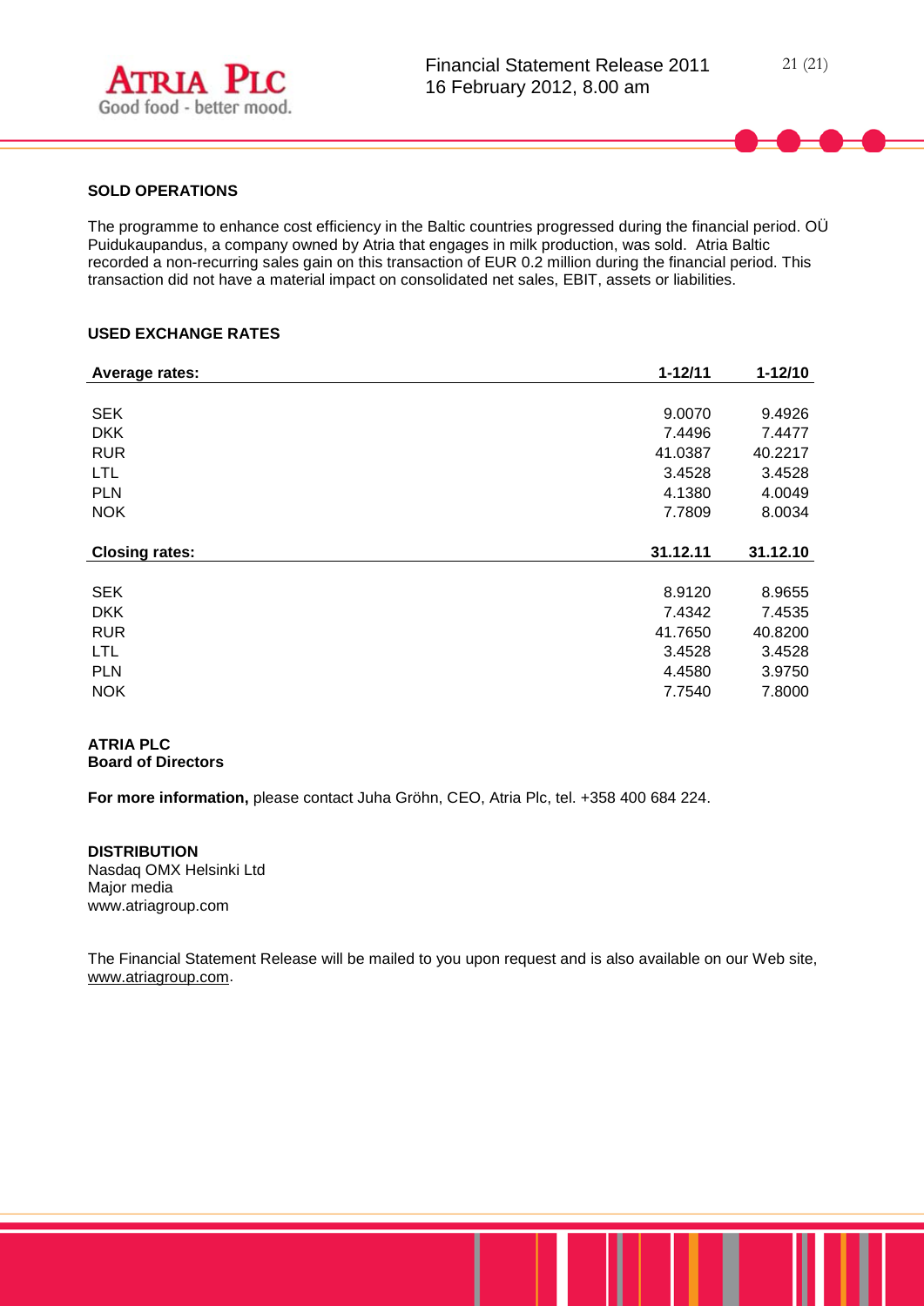## SOLD OPERATIONS

The programme to enhance cost efficiency in the Baltic countries progressed during the financial period. OÜ Puidukaupandus, a company owned by Atria that engages in milk production, was sold. Atria Baltic recorded a non-recurring sales gain on this transaction of EUR 0.2 million during the financial period. This transaction did not have a material impact on consolidated net sales, EBIT, assets or liabilities.

## USED EXCHANGE RATES

| **Average rates:** | **1-12/11** | **1-12/10** |
|---|---|---|
| SEK | 9.0070 | 9.4926 |
| DKK | 7.4496 | 7.4477 |
| RUR | 41.0387 | 40.2217 |
| LTL | 3.4528 | 3.4528 |
| PLN | 4.1380 | 4.0049 |
| NOK | 7.7809 | 8.0034 |

| **Closing rates:** | **31.12.11** | **31.12.10** |
|---|---|---|
| SEK | 8.9120 | 8.9655 |
| DKK | 7.4342 | 7.4535 |
| RUR | 41.7650 | 40.8200 |
| LTL | 3.4528 | 3.4528 |
| PLN | 4.4580 | 3.9750 |
| NOK | 7.7540 | 7.8000 |

**ATRIA PLC**
**Board of Directors**

**For more information,** please contact Juha Gröhn, CEO, Atria Plc, tel. +358 400 684 224.

**DISTRIBUTION**
Nasdaq OMX Helsinki Ltd
Major media
www.atriagroup.com

The Financial Statement Release will be mailed to you upon request and is also available on our Web site, www.atriagroup.com.